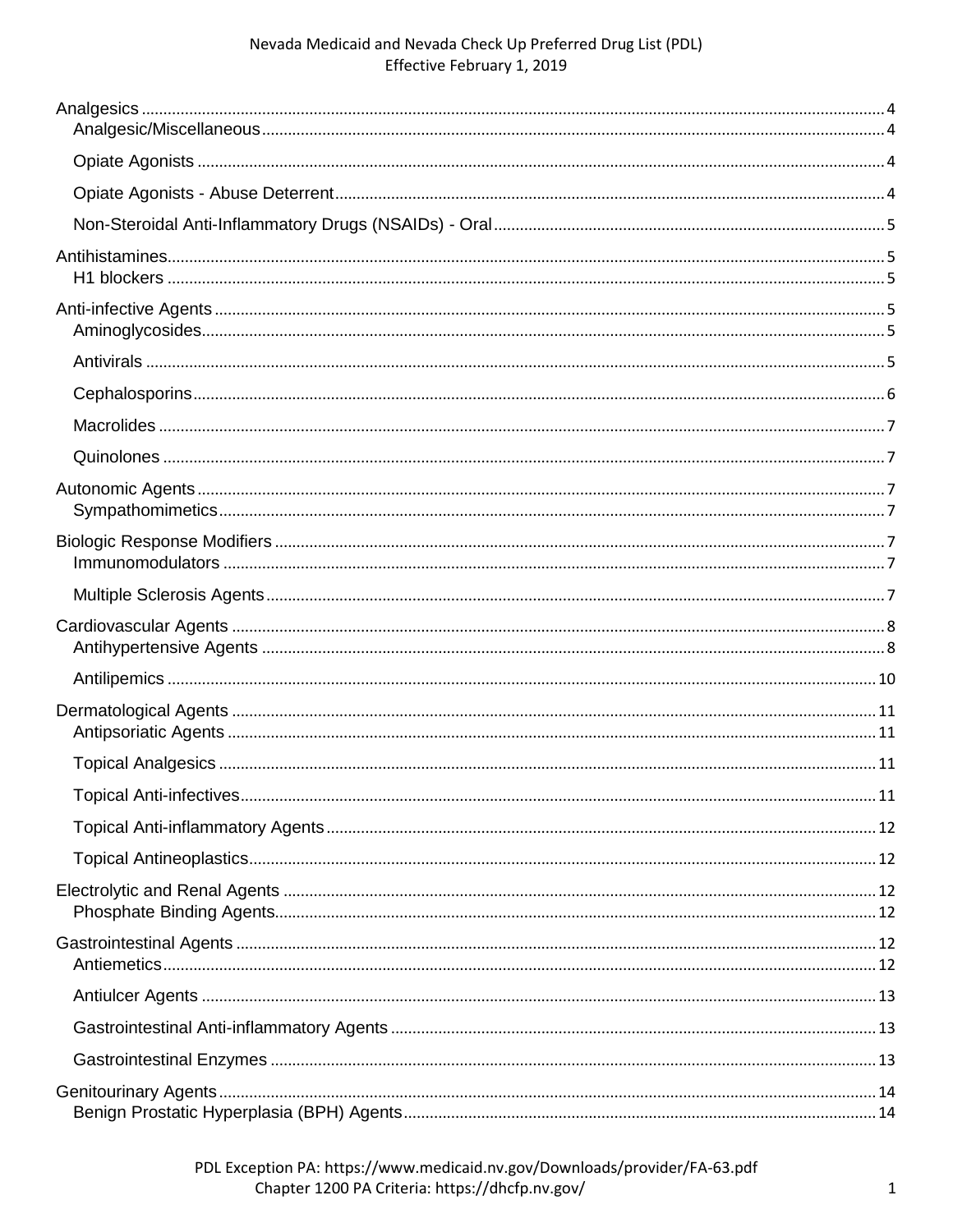- Analgesics ........ 4
  - Analgesic/Miscellaneous ........ 4
  - Opiate Agonists ........ 4
  - Opiate Agonists - Abuse Deterrent ........ 4
  - Non-Steroidal Anti-Inflammatory Drugs (NSAIDs) - Oral ........ 5
- Antihistamines ........ 5
  - H1 blockers ........ 5
- Anti-infective Agents ........ 5
  - Aminoglycosides ........ 5
  - Antivirals ........ 5
  - Cephalosporins ........ 6
  - Macrolides ........ 7
  - Quinolones ........ 7
- Autonomic Agents ........ 7
  - Sympathomimetics ........ 7
- Biologic Response Modifiers ........ 7
  - Immunomodulators ........ 7
  - Multiple Sclerosis Agents ........ 7
- Cardiovascular Agents ........ 8
  - Antihypertensive Agents ........ 8
  - Antilipemics ........ 10
- Dermatological Agents ........ 11
  - Antipsoriatic Agents ........ 11
  - Topical Analgesics ........ 11
  - Topical Anti-infectives ........ 11
  - Topical Anti-inflammatory Agents ........ 12
  - Topical Antineoplastics ........ 12
- Electrolytic and Renal Agents ........ 12
  - Phosphate Binding Agents ........ 12
- Gastrointestinal Agents ........ 12
  - Antiemetics ........ 12
  - Antiulcer Agents ........ 13
  - Gastrointestinal Anti-inflammatory Agents ........ 13
  - Gastrointestinal Enzymes ........ 13
- Genitourinary Agents ........ 14
  - Benign Prostatic Hyperplasia (BPH) Agents ........ 14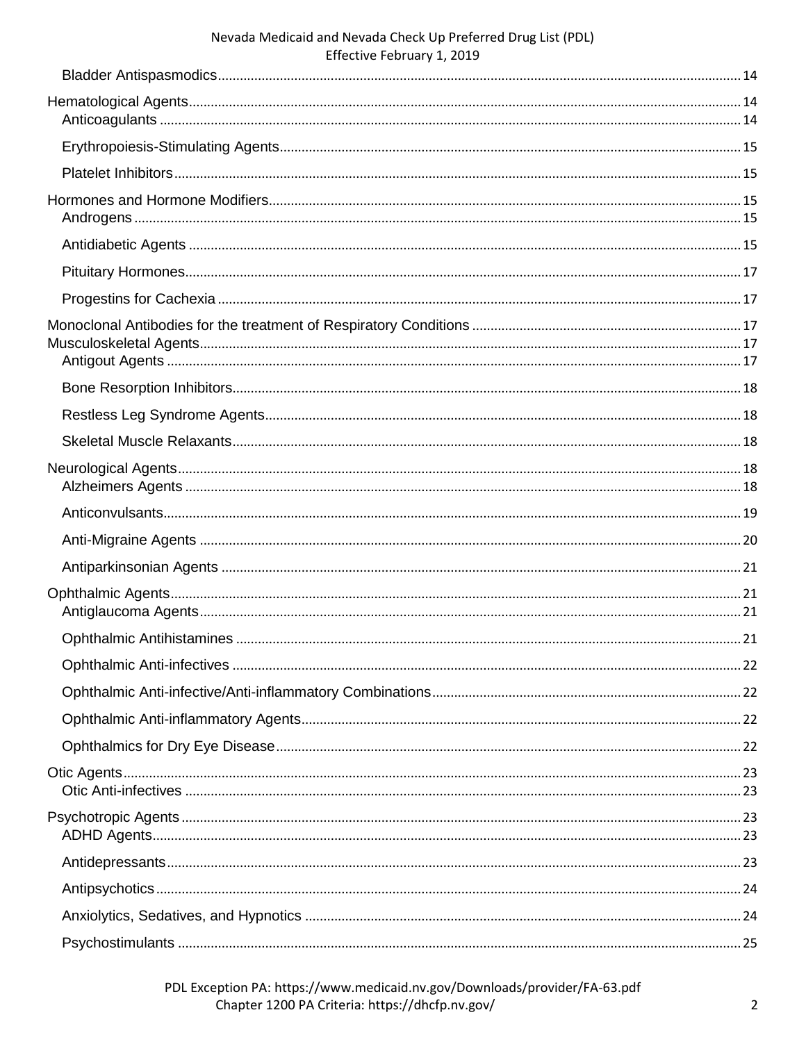Bladder Antispasmodics .......... 14

Hematological Agents .......... 14

Anticoagulants .......... 14

Erythropoiesis-Stimulating Agents .......... 15

Platelet Inhibitors .......... 15

Hormones and Hormone Modifiers .......... 15

Androgens .......... 15

Antidiabetic Agents .......... 15

Pituitary Hormones .......... 17

Progestins for Cachexia .......... 17

Monoclonal Antibodies for the treatment of Respiratory Conditions .......... 17

Musculoskeletal Agents .......... 17

Antigout Agents .......... 17

Bone Resorption Inhibitors .......... 18

Restless Leg Syndrome Agents .......... 18

Skeletal Muscle Relaxants .......... 18

Neurological Agents .......... 18

Alzheimers Agents .......... 18

Anticonvulsants .......... 19

Anti-Migraine Agents .......... 20

Antiparkinsonian Agents .......... 21

Ophthalmic Agents .......... 21

Antiglaucoma Agents .......... 21

Ophthalmic Antihistamines .......... 21

Ophthalmic Anti-infectives .......... 22

Ophthalmic Anti-infective/Anti-inflammatory Combinations .......... 22

Ophthalmic Anti-inflammatory Agents .......... 22

Ophthalmics for Dry Eye Disease .......... 22

Otic Agents .......... 23

Otic Anti-infectives .......... 23

Psychotropic Agents .......... 23

ADHD Agents .......... 23

Antidepressants .......... 23

Antipsychotics .......... 24

Anxiolytics, Sedatives, and Hypnotics .......... 24

Psychostimulants .......... 25

PDL Exception PA: https://www.medicaid.nv.gov/Downloads/provider/FA-63.pdf
Chapter 1200 PA Criteria: https://dhcfp.nv.gov/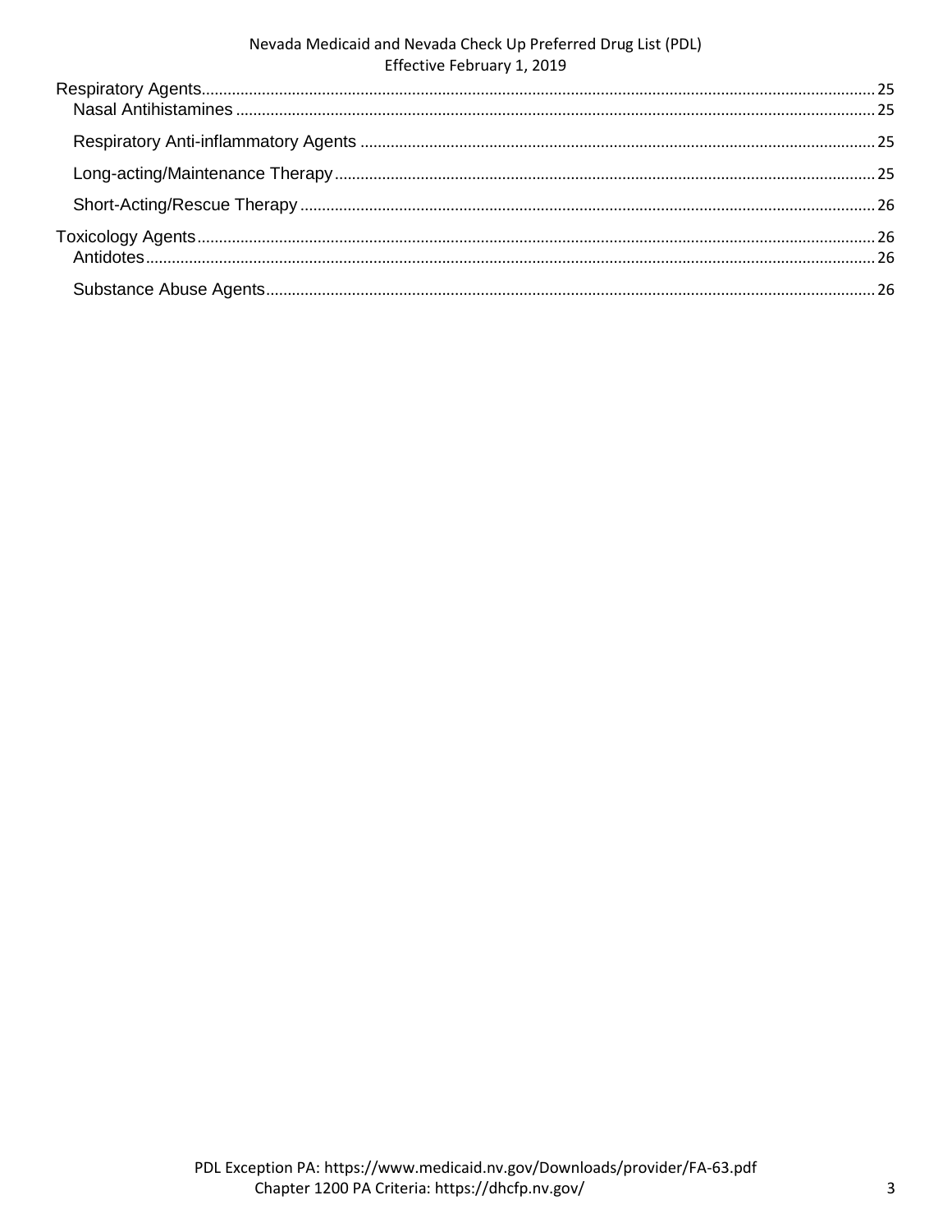Respiratory Agents........................................................................................................................................................ 25
- Nasal Antihistamines ............................................................................................................................................ 25
- Respiratory Anti-inflammatory Agents ............................................................................................................. 25
- Long-acting/Maintenance Therapy ..................................................................................................................... 25
- Short-Acting/Rescue Therapy ............................................................................................................................. 26

Toxicology Agents........................................................................................................................................................ 26
- Antidotes.................................................................................................................................................................... 26
- Substance Abuse Agents........................................................................................................................................ 26

PDL Exception PA: https://www.medicaid.nv.gov/Downloads/provider/FA-63.pdf
Chapter 1200 PA Criteria: https://dhcfp.nv.gov/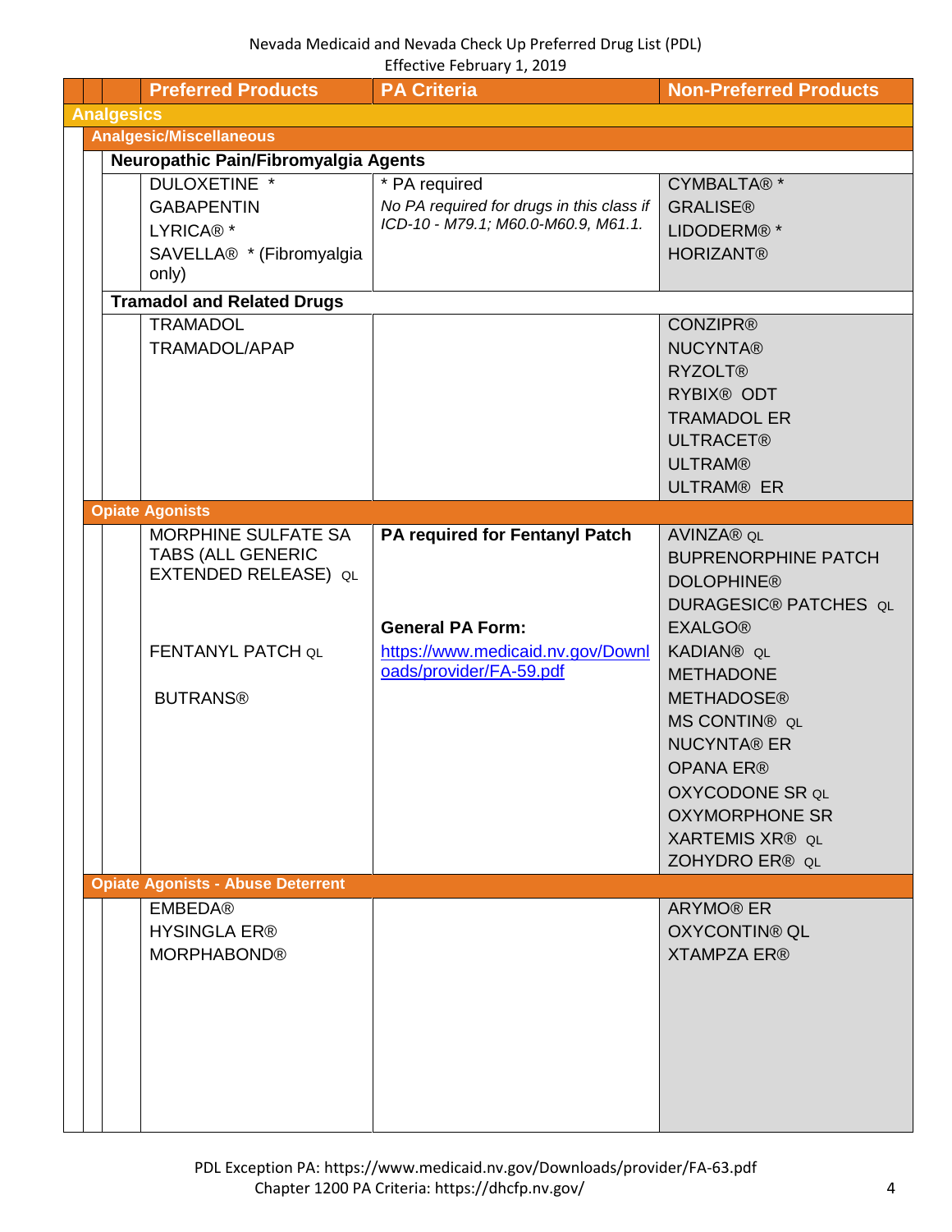Nevada Medicaid and Nevada Check Up Preferred Drug List (PDL)
Effective February 1, 2019

| Preferred Products | PA Criteria | Non-Preferred Products |
|---|---|---|
| **Analgesics** | | |
| **Analgesic/Miscellaneous** | | |
| **Neuropathic Pain/Fibromyalgia Agents** | | |
| DULOXETINE *<br>GABAPENTIN<br>LYRICA® *<br>SAVELLA® * (Fibromyalgia only) | * PA required<br>*No PA required for drugs in this class if ICD-10 - M79.1; M60.0-M60.9, M61.1.* | CYMBALTA® *<br>GRALISE®<br>LIDODERM® *<br>HORIZANT® |
| **Tramadol and Related Drugs** | | |
| TRAMADOL<br>TRAMADOL/APAP | | CONZIPR®<br>NUCYNTA®<br>RYZOLT®<br>RYBIX® ODT<br>TRAMADOL ER<br>ULTRACET®<br>ULTRAM®<br>ULTRAM® ER |
| **Opiate Agonists** | | |
| MORPHINE SULFATE SA TABS (ALL GENERIC EXTENDED RELEASE) QL<br>FENTANYL PATCH QL<br>BUTRANS® | **PA required for Fentanyl Patch**<br>**General PA Form:**<br>https://www.medicaid.nv.gov/Downloads/provider/FA-59.pdf | AVINZA® QL<br>BUPRENORPHINE PATCH<br>DOLOPHINE®<br>DURAGESIC® PATCHES QL<br>EXALGO®<br>KADIAN® QL<br>METHADONE<br>METHADOSE®<br>MS CONTIN® QL<br>NUCYNTA® ER<br>OPANA ER®<br>OXYCODONE SR QL<br>OXYMORPHONE SR<br>XARTEMIS XR® QL<br>ZOHYDRO ER® QL |
| **Opiate Agonists - Abuse Deterrent** | | |
| EMBEDA®<br>HYSINGLA ER®<br>MORPHABOND® | | ARYMO® ER<br>OXYCONTIN® QL<br>XTAMPZA ER® |

PDL Exception PA: https://www.medicaid.nv.gov/Downloads/provider/FA-63.pdf
Chapter 1200 PA Criteria: https://dhcfp.nv.gov/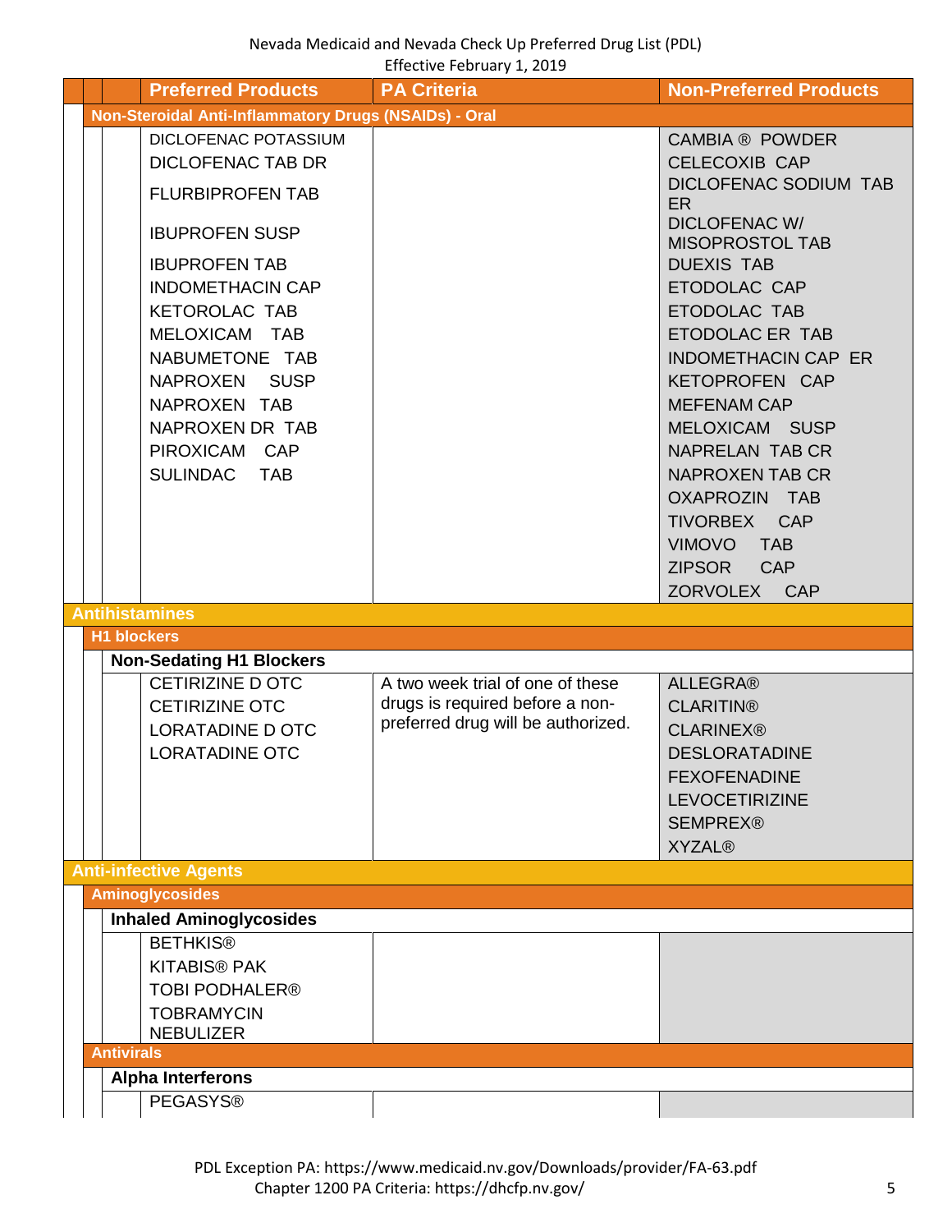| Preferred Products | PA Criteria | Non-Preferred Products |
|---|---|---|
| **Non-Steroidal Anti-Inflammatory Drugs (NSAIDs) - Oral** | | |
| DICLOFENAC POTASSIUM<br>DICLOFENAC TAB DR<br>FLURBIPROFEN TAB<br>IBUPROFEN SUSP<br>IBUPROFEN TAB<br>INDOMETHACIN CAP<br>KETOROLAC TAB<br>MELOXICAM TAB<br>NABUMETONE TAB<br>NAPROXEN SUSP<br>NAPROXEN TAB<br>NAPROXEN DR TAB<br>PIROXICAM CAP<br>SULINDAC TAB | | CAMBIA ® POWDER<br>CELECOXIB CAP<br>DICLOFENAC SODIUM TAB ER<br>DICLOFENAC W/ MISOPROSTOL TAB<br>DUEXIS TAB<br>ETODOLAC CAP<br>ETODOLAC TAB<br>ETODOLAC ER TAB<br>INDOMETHACIN CAP ER<br>KETOPROFEN CAP<br>MEFENAM CAP<br>MELOXICAM SUSP<br>NAPRELAN TAB CR<br>NAPROXEN TAB CR<br>OXAPROZIN TAB<br>TIVORBEX CAP<br>VIMOVO TAB<br>ZIPSOR CAP<br>ZORVOLEX CAP |
| **Antihistamines** | | |
| **H1 blockers** | | |
| **Non-Sedating H1 Blockers** | | |
| CETIRIZINE D OTC<br>CETIRIZINE OTC<br>LORATADINE D OTC<br>LORATADINE OTC | A two week trial of one of these drugs is required before a non-preferred drug will be authorized. | ALLEGRA®<br>CLARITIN®<br>CLARINEX®<br>DESLORATADINE<br>FEXOFENADINE<br>LEVOCETIRIZINE<br>SEMPREX®<br>XYZAL® |
| **Anti-infective Agents** | | |
| **Aminoglycosides** | | |
| **Inhaled Aminoglycosides** | | |
| BETHKIS®<br>KITABIS® PAK<br>TOBI PODHALER®<br>TOBRAMYCIN NEBULIZER | | |
| **Antivirals** | | |
| **Alpha Interferons** | | |
| PEGASYS® | | |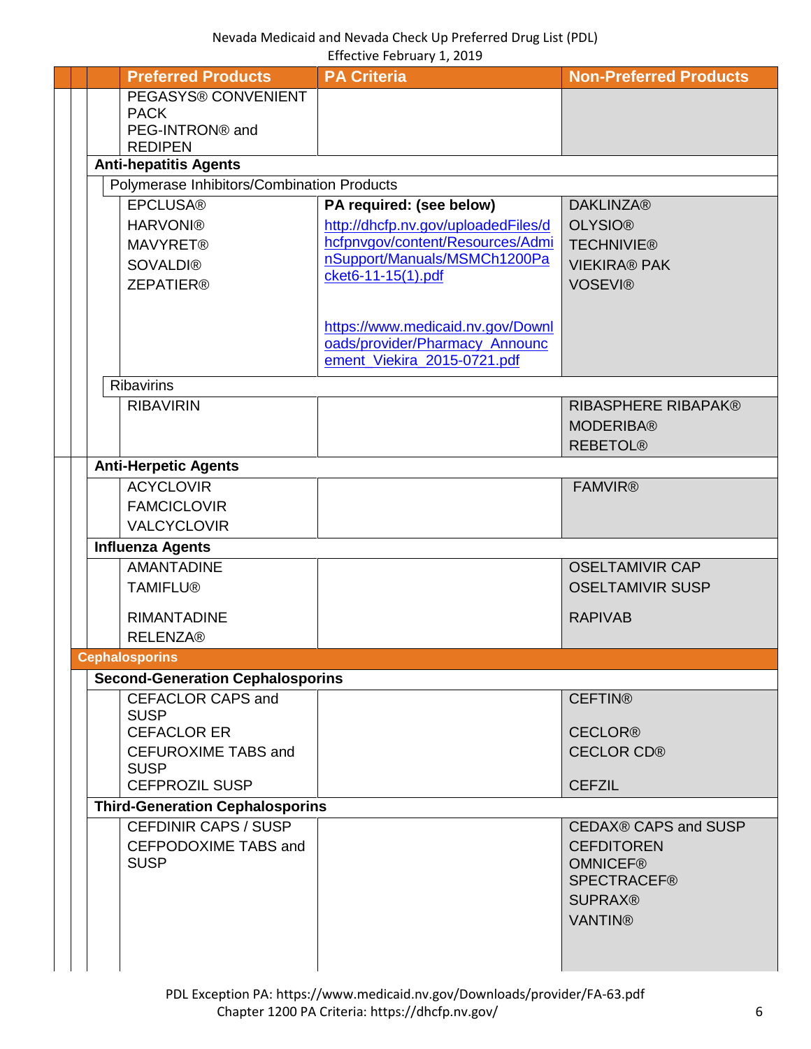| Preferred Products | PA Criteria | Non-Preferred Products |
|---|---|---|
| PEGASYS® CONVENIENT PACK<br>PEG-INTRON® and REDIPEN | | |
| **Anti-hepatitis Agents** | | |
| Polymerase Inhibitors/Combination Products | | |
| EPCLUSA®<br>HARVONI®<br>MAVYRET®<br>SOVALDI®<br>ZEPATIER® | **PA required: (see below)**<br>http://dhcfp.nv.gov/uploadedFiles/dhcfpnvgov/content/Resources/AdminSupport/Manuals/MSMCh1200Packet6-11-15(1).pdf<br><br>https://www.medicaid.nv.gov/Downloads/provider/Pharmacy_Announcement_Viekira_2015-0721.pdf | DAKLINZA®<br>OLYSIO®<br>TECHNIVIE®<br>VIEKIRA® PAK<br>VOSEVI® |
| Ribavirins | | |
| RIBAVIRIN | | RIBASPHERE RIBAPAK®<br>MODERIBA®<br>REBETOL® |
| **Anti-Herpetic Agents** | | |
| ACYCLOVIR<br>FAMCICLOVIR<br>VALCYCLOVIR | | FAMVIR® |
| **Influenza Agents** | | |
| AMANTADINE<br>TAMIFLU®<br>RIMANTADINE<br>RELENZA® | | OSELTAMIVIR CAP<br>OSELTAMIVIR SUSP<br>RAPIVAB |
| **Cephalosporins** | | |
| **Second-Generation Cephalosporins** | | |
| CEFACLOR CAPS and SUSP<br>CEFACLOR ER<br>CEFUROXIME TABS and SUSP<br>CEFPROZIL SUSP | | CEFTIN®<br>CECLOR®<br>CECLOR CD®<br>CEFZIL |
| **Third-Generation Cephalosporins** | | |
| CEFDINIR CAPS / SUSP<br>CEFPODOXIME TABS and SUSP | | CEDAX® CAPS and SUSP<br>CEFDITOREN<br>OMNICEF®<br>SPECTRACEF®<br>SUPRAX®<br>VANTIN® |

PDL Exception PA: https://www.medicaid.nv.gov/Downloads/provider/FA-63.pdf
Chapter 1200 PA Criteria: https://dhcfp.nv.gov/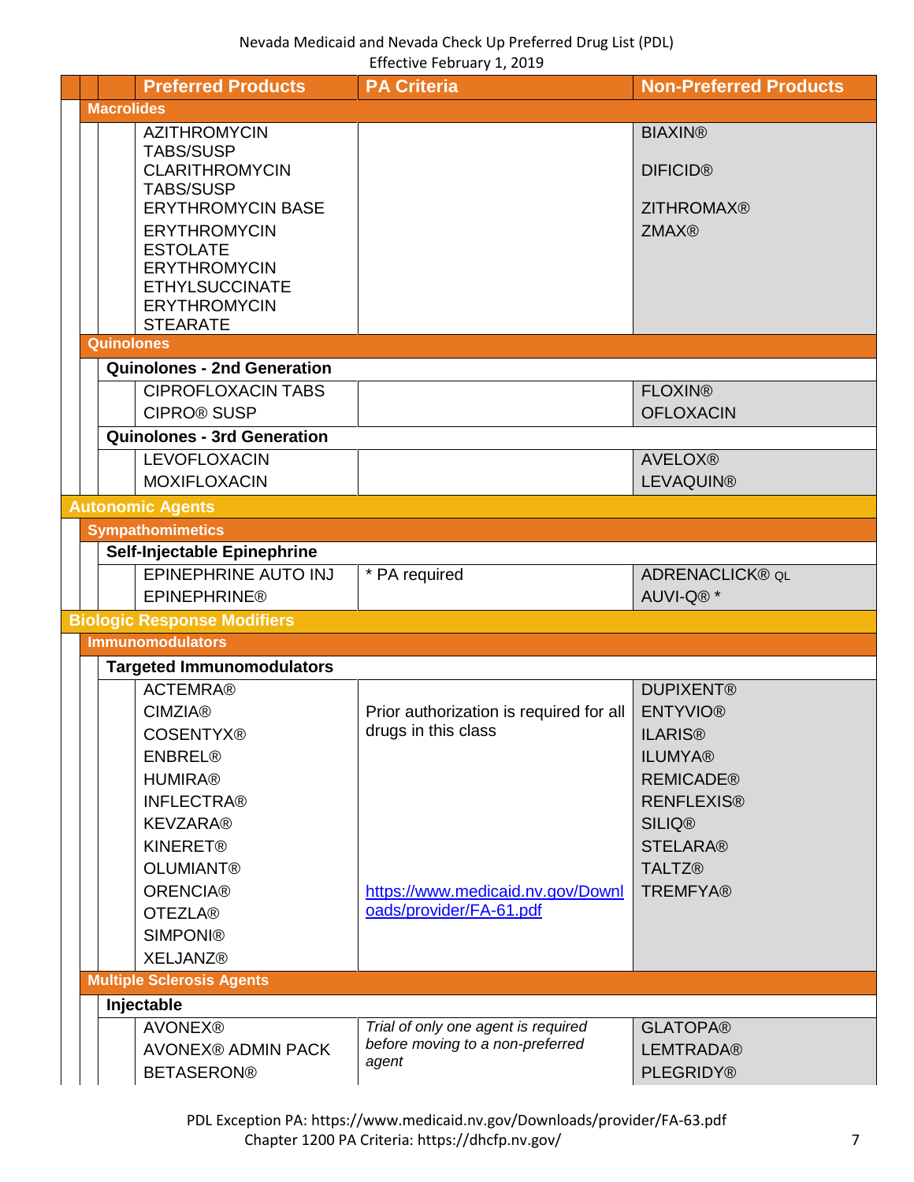| Preferred Products | PA Criteria | Non-Preferred Products |
|---|---|---|
| **Macrolides** | | |
| AZITHROMYCIN TABS/SUSP<br>CLARITHROMYCIN TABS/SUSP<br>ERYTHROMYCIN BASE<br>ERYTHROMYCIN ESTOLATE<br>ERYTHROMYCIN ETHYLSUCCINATE<br>ERYTHROMYCIN STEARATE | | BIAXIN®<br>DIFICID®<br>ZITHROMAX®<br>ZMAX® |
| **Quinolones** | | |
| **Quinolones - 2nd Generation** | | |
| CIPROFLOXACIN TABS<br>CIPRO® SUSP | | FLOXIN®<br>OFLOXACIN |
| **Quinolones - 3rd Generation** | | |
| LEVOFLOXACIN<br>MOXIFLOXACIN | | AVELOX®<br>LEVAQUIN® |
| **Autonomic Agents** | | |
| **Sympathomimetics** | | |
| **Self-Injectable Epinephrine** | | |
| EPINEPHRINE AUTO INJ<br>EPINEPHRINE® | * PA required | ADRENACLICK® QL<br>AUVI-Q® * |
| **Biologic Response Modifiers** | | |
| **Immunomodulators** | | |
| **Targeted Immunomodulators** | | |
| ACTEMRA®<br>CIMZIA®<br>COSENTYX®<br>ENBREL®<br>HUMIRA®<br>INFLECTRA®<br>KEVZARA®<br>KINERET®<br>OLUMIANT®<br>ORENCIA®<br>OTEZLA®<br>SIMPONI®<br>XELJANZ® | Prior authorization is required for all drugs in this class<br><br>https://www.medicaid.nv.gov/Downloads/provider/FA-61.pdf | DUPIXENT®<br>ENTYVIO®<br>ILARIS®<br>ILUMYA®<br>REMICADE®<br>RENFLEXIS®<br>SILIQ®<br>STELARA®<br>TALTZ®<br>TREMFYA® |
| **Multiple Sclerosis Agents** | | |
| **Injectable** | | |
| AVONEX®<br>AVONEX® ADMIN PACK<br>BETASERON® | *Trial of only one agent is required before moving to a non-preferred agent* | GLATOPA®<br>LEMTRADA®<br>PLEGRIDY® |

PDL Exception PA: https://www.medicaid.nv.gov/Downloads/provider/FA-63.pdf
Chapter 1200 PA Criteria: https://dhcfp.nv.gov/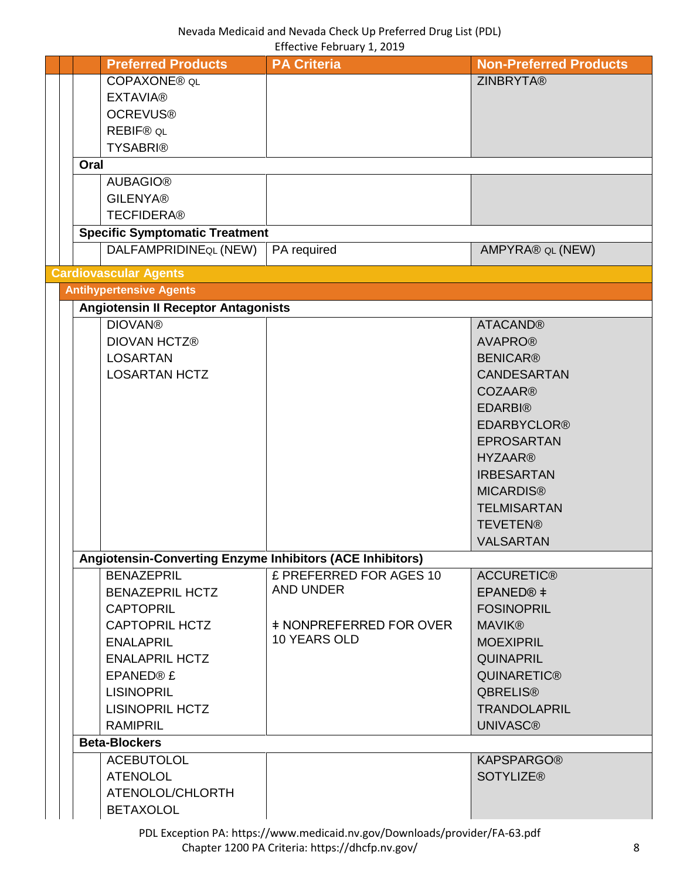| Preferred Products | PA Criteria | Non-Preferred Products |
|---|---|---|
| COPAXONE® QL<br>EXTAVIA®<br>OCREVUS®<br>REBIF® QL<br>TYSABRI® | | ZINBRYTA® |
| **Oral** | | |
| AUBAGIO®<br>GILENYA®<br>TECFIDERA® | | |
| **Specific Symptomatic Treatment** | | |
| DALFAMPRIDINE QL (NEW) | PA required | AMPYRA® QL (NEW) |
| **Cardiovascular Agents** | | |
| **Antihypertensive Agents** | | |
| **Angiotensin II Receptor Antagonists** | | |
| DIOVAN®<br>DIOVAN HCTZ®<br>LOSARTAN<br>LOSARTAN HCTZ | | ATACAND®<br>AVAPRO®<br>BENICAR®<br>CANDESARTAN<br>COZAAR®<br>EDARBI®<br>EDARBYCLOR®<br>EPROSARTAN<br>HYZAAR®<br>IRBESARTAN<br>MICARDIS®<br>TELMISARTAN<br>TEVETEN®<br>VALSARTAN |
| **Angiotensin-Converting Enzyme Inhibitors (ACE Inhibitors)** | | |
| BENAZEPRIL<br>BENAZEPRIL HCTZ<br>CAPTOPRIL<br>CAPTOPRIL HCTZ<br>ENALAPRIL<br>ENALAPRIL HCTZ<br>EPANED® £<br>LISINOPRIL<br>LISINOPRIL HCTZ<br>RAMIPRIL | £ PREFERRED FOR AGES 10 AND UNDER<br><br>ǂ NONPREFERRED FOR OVER 10 YEARS OLD | ACCURETIC®<br>EPANED® ǂ<br>FOSINOPRIL<br>MAVIK®<br>MOEXIPRIL<br>QUINAPRIL<br>QUINARETIC®<br>QBRELIS®<br>TRANDOLAPRIL<br>UNIVASC® |
| **Beta-Blockers** | | |
| ACEBUTOLOL<br>ATENOLOL<br>ATENOLOL/CHLORTH<br>BETAXOLOL | | KAPSPARGO®<br>SOTYLIZE® |

PDL Exception PA: https://www.medicaid.nv.gov/Downloads/provider/FA-63.pdf
Chapter 1200 PA Criteria: https://dhcfp.nv.gov/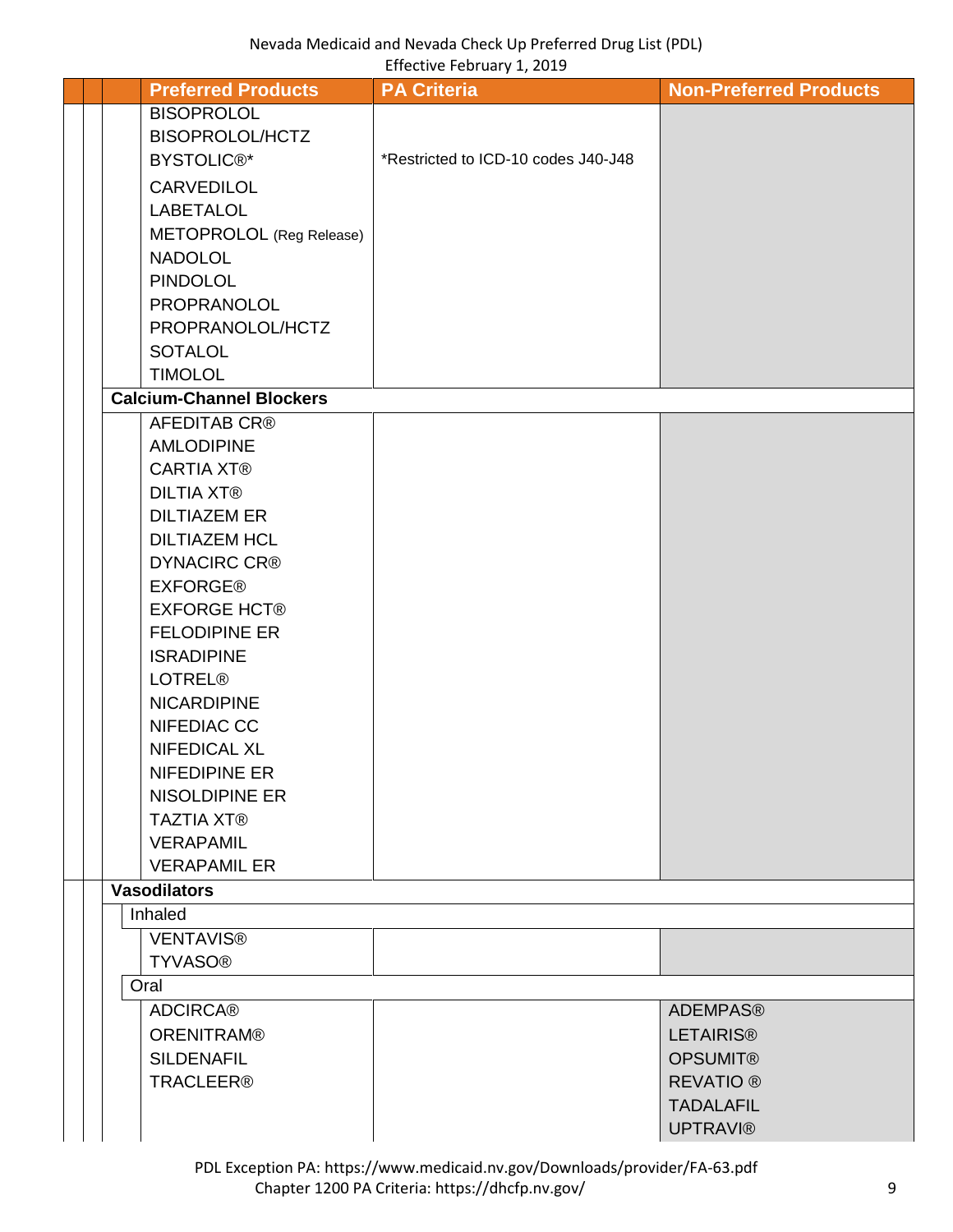Nevada Medicaid and Nevada Check Up Preferred Drug List (PDL)
Effective February 1, 2019

| Preferred Products | PA Criteria | Non-Preferred Products |
|---|---|---|
| BISOPROLOL | | |
| BISOPROLOL/HCTZ | | |
| BYSTOLIC®* | *Restricted to ICD-10 codes J40-J48 | |
| CARVEDILOL | | |
| LABETALOL | | |
| METOPROLOL (Reg Release) | | |
| NADOLOL | | |
| PINDOLOL | | |
| PROPRANOLOL | | |
| PROPRANOLOL/HCTZ | | |
| SOTALOL | | |
| TIMOLOL | | |
| **Calcium-Channel Blockers** | | |
| AFEDITAB CR® | | |
| AMLODIPINE | | |
| CARTIA XT® | | |
| DILTIA XT® | | |
| DILTIAZEM ER | | |
| DILTIAZEM HCL | | |
| DYNACIRC CR® | | |
| EXFORGE® | | |
| EXFORGE HCT® | | |
| FELODIPINE ER | | |
| ISRADIPINE | | |
| LOTREL® | | |
| NICARDIPINE | | |
| NIFEDIAC CC | | |
| NIFEDICAL XL | | |
| NIFEDIPINE ER | | |
| NISOLDIPINE ER | | |
| TAZTIA XT® | | |
| VERAPAMIL | | |
| VERAPAMIL ER | | |
| **Vasodilators** | | |
| Inhaled | | |
| VENTAVIS® | | |
| TYVASO® | | |
| Oral | | |
| ADCIRCA® | | ADEMPAS® |
| ORENITRAM® | | LETAIRIS® |
| SILDENAFIL | | OPSUMIT® |
| TRACLEER® | | REVATIO ® |
| | | TADALAFIL |
| | | UPTRAVI® |

PDL Exception PA: https://www.medicaid.nv.gov/Downloads/provider/FA-63.pdf
Chapter 1200 PA Criteria: https://dhcfp.nv.gov/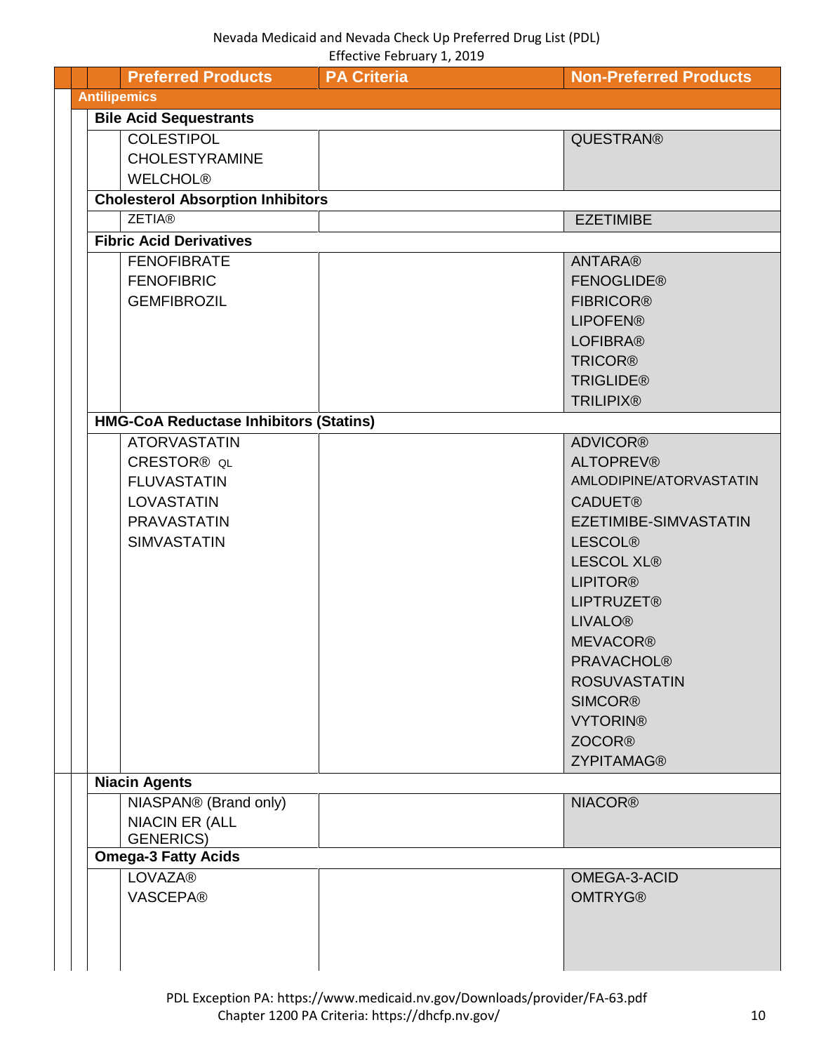| Preferred Products | PA Criteria | Non-Preferred Products |
|---|---|---|
| **Antilipemics** | | |
| **Bile Acid Sequestrants** | | |
| COLESTIPOL<br>CHOLESTYRAMINE<br>WELCHOL® | | QUESTRAN® |
| **Cholesterol Absorption Inhibitors** | | |
| ZETIA® | | EZETIMIBE |
| **Fibric Acid Derivatives** | | |
| FENOFIBRATE<br>FENOFIBRIC<br>GEMFIBROZIL | | ANTARA®<br>FENOGLIDE®<br>FIBRICOR®<br>LIPOFEN®<br>LOFIBRA®<br>TRICOR®<br>TRIGLIDE®<br>TRILIPIX® |
| **HMG-CoA Reductase Inhibitors (Statins)** | | |
| ATORVASTATIN<br>CRESTOR® QL<br>FLUVASTATIN<br>LOVASTATIN<br>PRAVASTATIN<br>SIMVASTATIN | | ADVICOR®<br>ALTOPREV®<br>AMLODIPINE/ATORVASTATIN<br>CADUET®<br>EZETIMIBE-SIMVASTATIN<br>LESCOL®<br>LESCOL XL®<br>LIPITOR®<br>LIPTRUZET®<br>LIVALO®<br>MEVACOR®<br>PRAVACHOL®<br>ROSUVASTATIN<br>SIMCOR®<br>VYTORIN®<br>ZOCOR®<br>ZYPITAMAG® |
| **Niacin Agents** | | |
| NIASPAN® (Brand only)<br>NIACIN ER (ALL GENERICS) | | NIACOR® |
| **Omega-3 Fatty Acids** | | |
| LOVAZA®<br>VASCEPA® | | OMEGA-3-ACID<br>OMTRYG® |

PDL Exception PA: https://www.medicaid.nv.gov/Downloads/provider/FA-63.pdf
Chapter 1200 PA Criteria: https://dhcfp.nv.gov/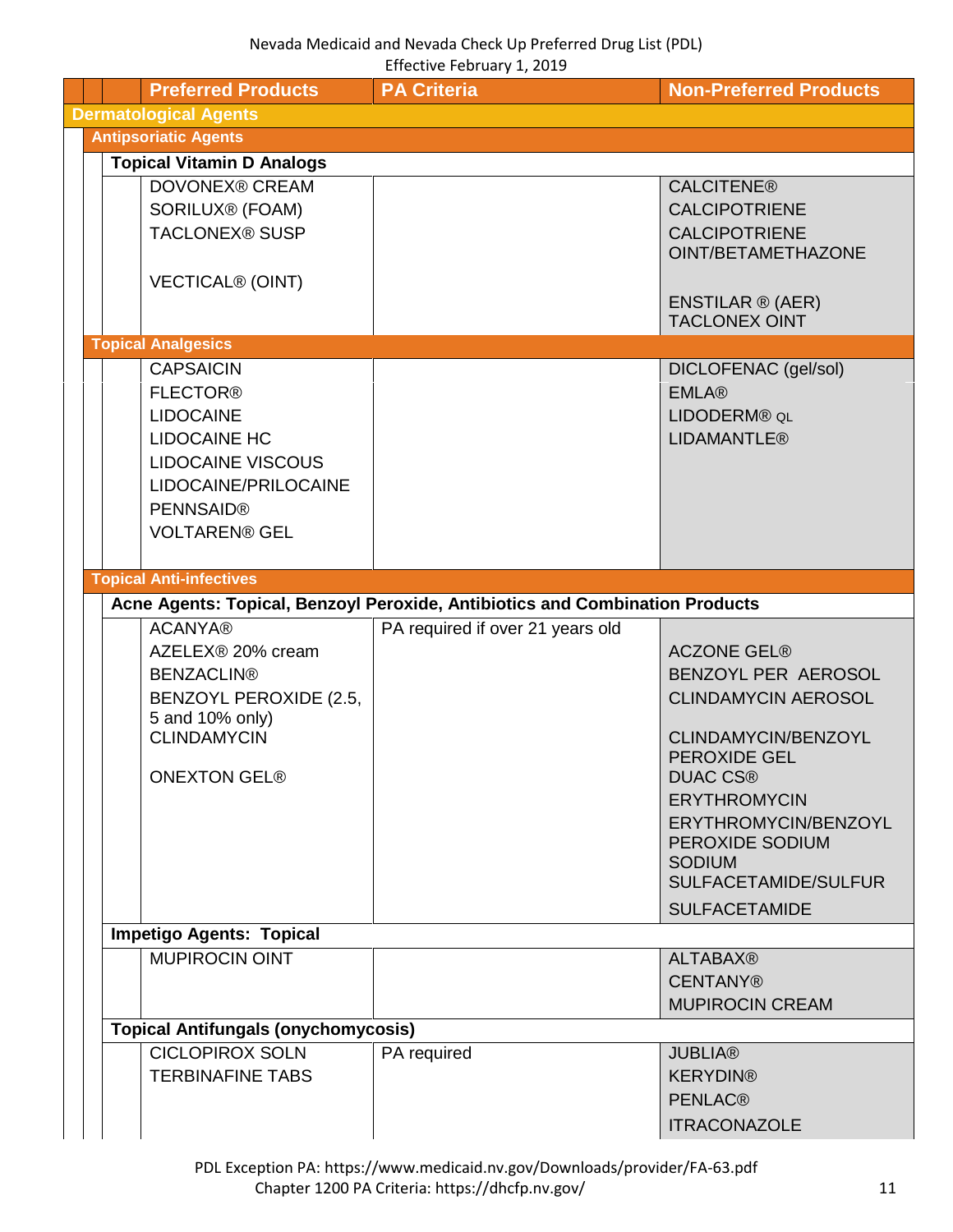Nevada Medicaid and Nevada Check Up Preferred Drug List (PDL)
Effective February 1, 2019

| Preferred Products | PA Criteria | Non-Preferred Products |
|---|---|---|
| **Dermatological Agents** | | |
| **Antipsoriatic Agents** | | |
| **Topical Vitamin D Analogs** | | |
| DOVONEX® CREAM<br>SORILUX® (FOAM)<br>TACLONEX® SUSP<br>VECTICAL® (OINT) | | CALCITENE®<br>CALCIPOTRIENE<br>CALCIPOTRIENE OINT/BETAMETHAZONE<br>ENSTILAR ® (AER)<br>TACLONEX OINT |
| **Topical Analgesics** | | |
| CAPSAICIN<br>FLECTOR®<br>LIDOCAINE<br>LIDOCAINE HC<br>LIDOCAINE VISCOUS<br>LIDOCAINE/PRILOCAINE<br>PENNSAID®<br>VOLTAREN® GEL | | DICLOFENAC (gel/sol)<br>EMLA®<br>LIDODERM® QL<br>LIDAMANTLE® |
| **Topical Anti-infectives** | | |
| **Acne Agents: Topical, Benzoyl Peroxide, Antibiotics and Combination Products** | | |
| ACANYA®<br>AZELEX® 20% cream<br>BENZACLIN®<br>BENZOYL PEROXIDE (2.5, 5 and 10% only)<br>CLINDAMYCIN<br>ONEXTON GEL® | PA required if over 21 years old | ACZONE GEL®<br>BENZOYL PER AEROSOL<br>CLINDAMYCIN AEROSOL<br>CLINDAMYCIN/BENZOYL PEROXIDE GEL<br>DUAC CS®<br>ERYTHROMYCIN<br>ERYTHROMYCIN/BENZOYL PEROXIDE SODIUM<br>SODIUM SULFACETAMIDE/SULFUR<br>SULFACETAMIDE |
| **Impetigo Agents: Topical** | | |
| MUPIROCIN OINT | | ALTABAX®<br>CENTANY®<br>MUPIROCIN CREAM |
| **Topical Antifungals (onychomycosis)** | | |
| CICLOPIROX SOLN<br>TERBINAFINE TABS | PA required | JUBLIA®<br>KERYDIN®<br>PENLAC®<br>ITRACONAZOLE |

PDL Exception PA: https://www.medicaid.nv.gov/Downloads/provider/FA-63.pdf
Chapter 1200 PA Criteria: https://dhcfp.nv.gov/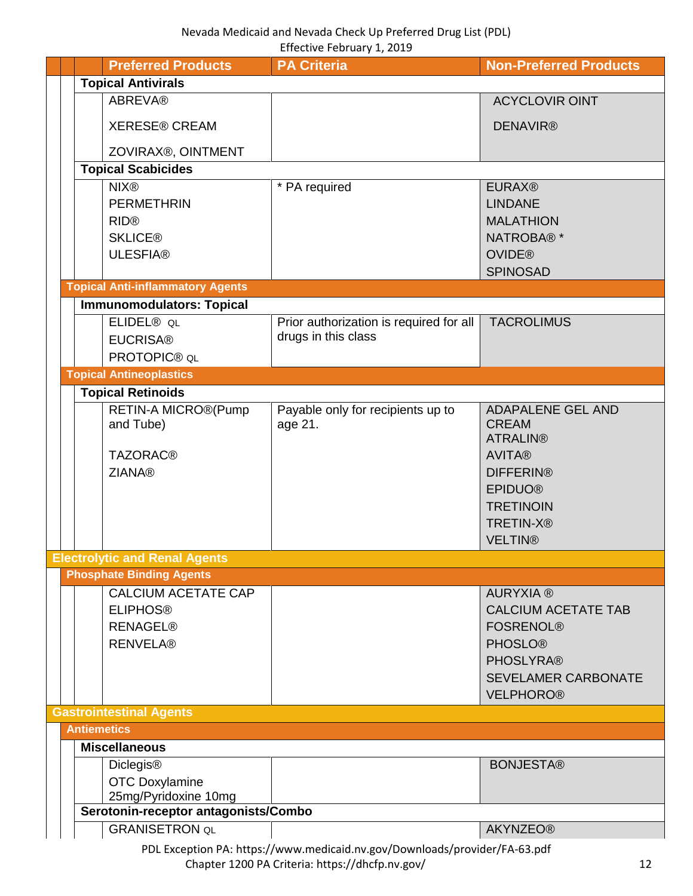| Preferred Products | PA Criteria | Non-Preferred Products |
|---|---|---|
| **Topical Antivirals** | | |
| ABREVA®<br>XERESE® CREAM<br>ZOVIRAX®, OINTMENT | | ACYCLOVIR OINT<br>DENAVIR® |
| **Topical Scabicides** | | |
| NIX®<br>PERMETHRIN<br>RID®<br>SKLICE®<br>ULESFIA® | * PA required | EURAX®<br>LINDANE<br>MALATHION<br>NATROBA® *<br>OVIDE®<br>SPINOSAD |
| **Topical Anti-inflammatory Agents** | | |
| **Immunomodulators: Topical** | | |
| ELIDEL® QL<br>EUCRISA®<br>PROTOPIC® QL | Prior authorization is required for all drugs in this class | TACROLIMUS |
| **Topical Antineoplastics** | | |
| **Topical Retinoids** | | |
| RETIN-A MICRO®(Pump and Tube)<br>TAZORAC®<br>ZIANA® | Payable only for recipients up to age 21. | ADAPALENE GEL AND CREAM<br>ATRALIN®<br>AVITA®<br>DIFFERIN®<br>EPIDUO®<br>TRETINOIN<br>TRETIN-X®<br>VELTIN® |
| **Electrolytic and Renal Agents** | | |
| **Phosphate Binding Agents** | | |
| CALCIUM ACETATE CAP<br>ELIPHOS®<br>RENAGEL®<br>RENVELA® | | AURYXIA ®<br>CALCIUM ACETATE TAB<br>FOSRENOL®<br>PHOSLO®<br>PHOSLYRA®<br>SEVELAMER CARBONATE<br>VELPHORO® |
| **Gastrointestinal Agents** | | |
| **Antiemetics** | | |
| **Miscellaneous** | | |
| Diclegis®<br>OTC Doxylamine 25mg/Pyridoxine 10mg | | BONJESTA® |
| **Serotonin-receptor antagonists/Combo** | | |
| GRANISETRON QL | | AKYNZEO® |

PDL Exception PA: https://www.medicaid.nv.gov/Downloads/provider/FA-63.pdf
Chapter 1200 PA Criteria: https://dhcfp.nv.gov/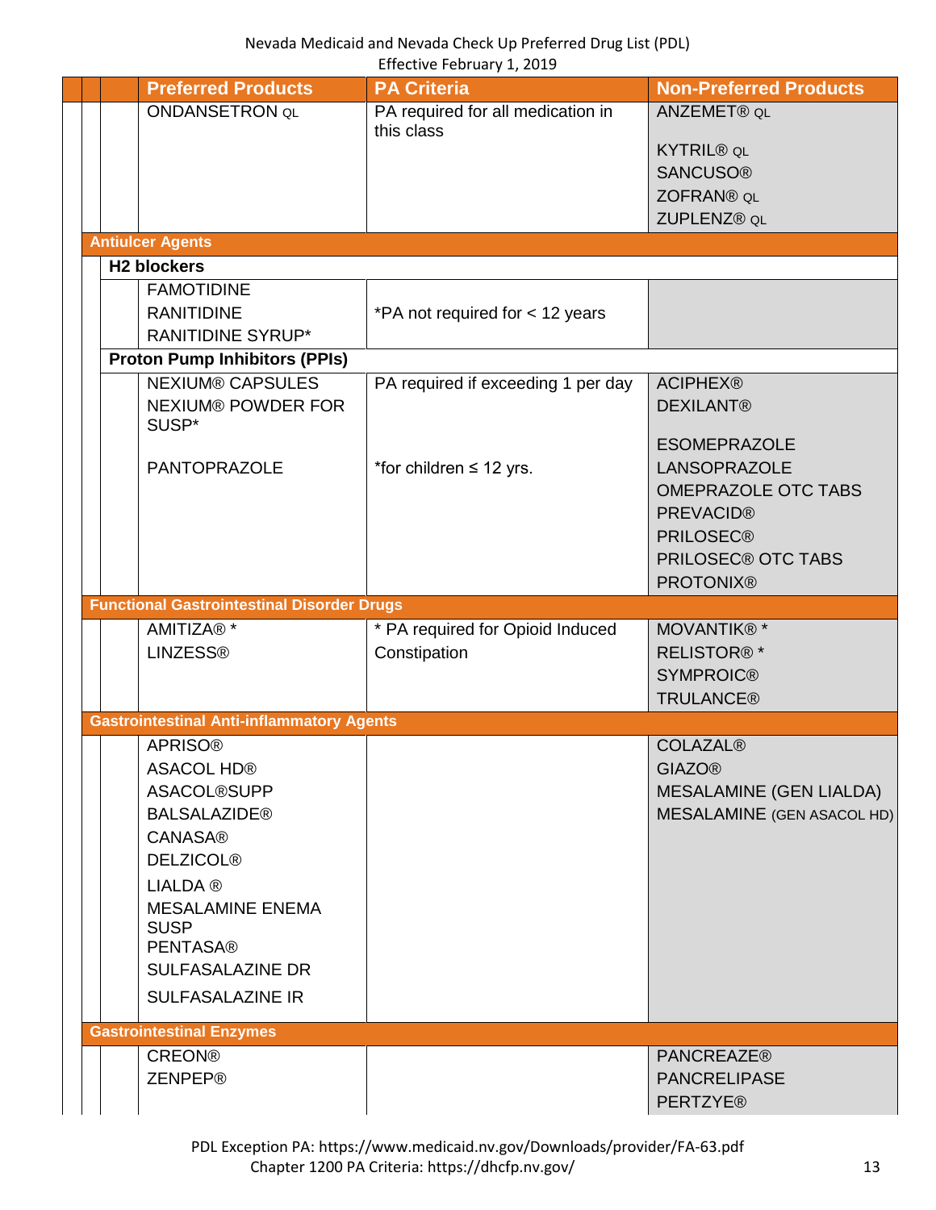| Preferred Products | PA Criteria | Non-Preferred Products |
|---|---|---|
| ONDANSETRON QL | PA required for all medication in this class | ANZEMET® QL<br>KYTRIL® QL<br>SANCUSO®<br>ZOFRAN® QL<br>ZUPLENZ® QL |
| **Antiulcer Agents** | | |
| **H2 blockers** | | |
| FAMOTIDINE<br>RANITIDINE<br>RANITIDINE SYRUP* | *PA not required for < 12 years | |
| **Proton Pump Inhibitors (PPIs)** | | |
| NEXIUM® CAPSULES<br>NEXIUM® POWDER FOR SUSP*<br>PANTOPRAZOLE | PA required if exceeding 1 per day<br>*for children ≤ 12 yrs. | ACIPHEX®<br>DEXILANT®<br>ESOMEPRAZOLE<br>LANSOPRAZOLE<br>OMEPRAZOLE OTC TABS<br>PREVACID®<br>PRILOSEC®<br>PRILOSEC® OTC TABS<br>PROTONIX® |
| **Functional Gastrointestinal Disorder Drugs** | | |
| AMITIZA® *<br>LINZESS® | * PA required for Opioid Induced Constipation | MOVANTIK® *<br>RELISTOR® *<br>SYMPROIC®<br>TRULANCE® |
| **Gastrointestinal Anti-inflammatory Agents** | | |
| APRISO®<br>ASACOL HD®<br>ASACOL®SUPP<br>BALSALAZIDE®<br>CANASA®<br>DELZICOL®<br>LIALDA ®<br>MESALAMINE ENEMA SUSP<br>PENTASA®<br>SULFASALAZINE DR<br>SULFASALAZINE IR | | COLAZAL®<br>GIAZO®<br>MESALAMINE (GEN LIALDA)<br>MESALAMINE (GEN ASACOL HD) |
| **Gastrointestinal Enzymes** | | |
| CREON®<br>ZENPEP® | | PANCREAZE®<br>PANCRELIPASE<br>PERTZYE® |

PDL Exception PA: https://www.medicaid.nv.gov/Downloads/provider/FA-63.pdf
Chapter 1200 PA Criteria: https://dhcfp.nv.gov/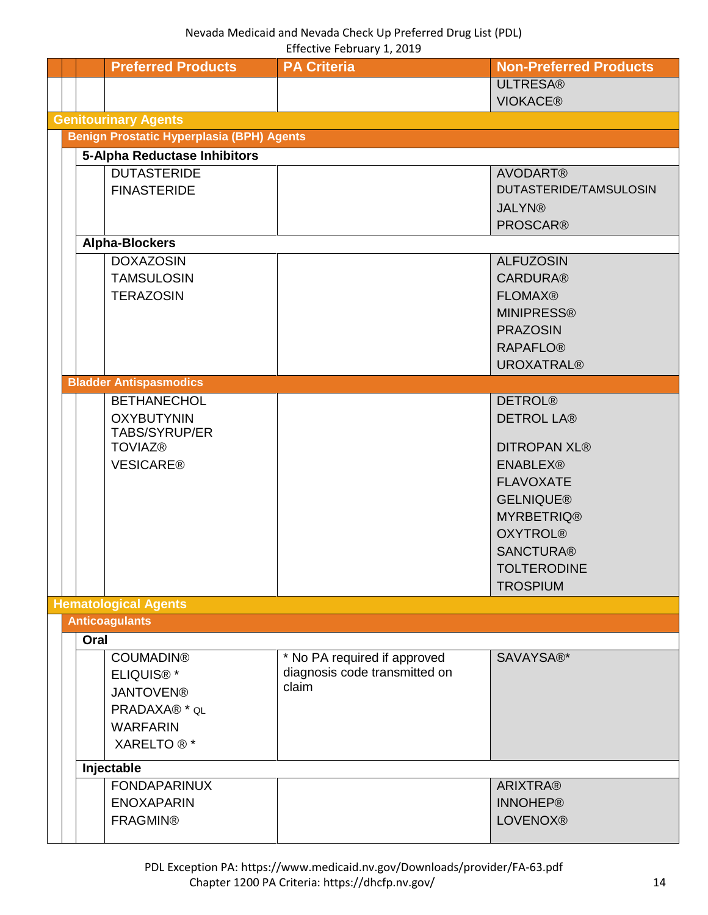| Preferred Products | PA Criteria | Non-Preferred Products |
|---|---|---|
| | | ULTRESA®<br>VIOKACE® |
| **Genitourinary Agents** | | |
| **Benign Prostatic Hyperplasia (BPH) Agents** | | |
| **5-Alpha Reductase Inhibitors** | | |
| DUTASTERIDE<br>FINASTERIDE | | AVODART®<br>DUTASTERIDE/TAMSULOSIN<br>JALYN®<br>PROSCAR® |
| **Alpha-Blockers** | | |
| DOXAZOSIN<br>TAMSULOSIN<br>TERAZOSIN | | ALFUZOSIN<br>CARDURA®<br>FLOMAX®<br>MINIPRESS®<br>PRAZOSIN<br>RAPAFLO®<br>UROXATRAL® |
| **Bladder Antispasmodics** | | |
| BETHANECHOL<br>OXYBUTYNIN TABS/SYRUP/ER<br>TOVIAZ®<br>VESICARE® | | DETROL®<br>DETROL LA®<br>DITROPAN XL®<br>ENABLEX®<br>FLAVOXATE<br>GELNIQUE®<br>MYRBETRIQ®<br>OXYTROL®<br>SANCTURA®<br>TOLTERODINE<br>TROSPIUM |
| **Hematological Agents** | | |
| **Anticoagulants** | | |
| **Oral** | | |
| COUMADIN®<br>ELIQUIS® *<br>JANTOVEN®<br>PRADAXA® * QL<br>WARFARIN<br>XARELTO ® * | * No PA required if approved diagnosis code transmitted on claim | SAVAYSA®* |
| **Injectable** | | |
| FONDAPARINUX<br>ENOXAPARIN<br>FRAGMIN® | | ARIXTRA®<br>INNOHEP®<br>LOVENOX® |

PDL Exception PA: https://www.medicaid.nv.gov/Downloads/provider/FA-63.pdf
Chapter 1200 PA Criteria: https://dhcfp.nv.gov/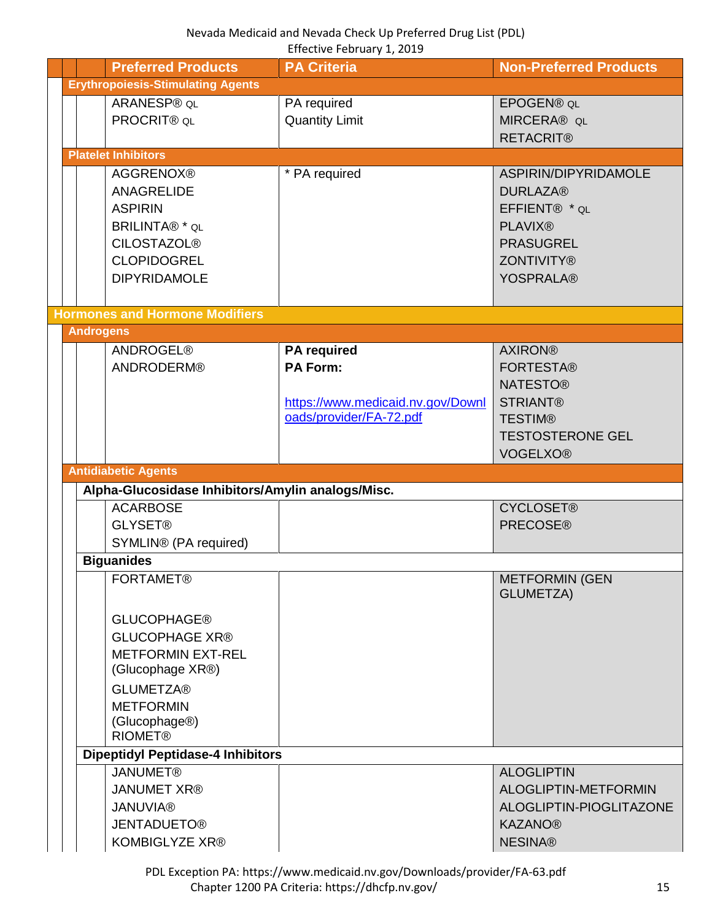| Preferred Products | PA Criteria | Non-Preferred Products |
|---|---|---|
| **Erythropoiesis-Stimulating Agents** | | |
| ARANESP® QL<br>PROCRIT® QL | PA required<br>Quantity Limit | EPOGEN® QL<br>MIRCERA® QL<br>RETACRIT® |
| **Platelet Inhibitors** | | |
| AGGRENOX®<br>ANAGRELIDE<br>ASPIRIN<br>BRILINTA® * QL<br>CILOSTAZOL®<br>CLOPIDOGREL<br>DIPYRIDAMOLE | * PA required | ASPIRIN/DIPYRIDAMOLE<br>DURLAZA®<br>EFFIENT® * QL<br>PLAVIX®<br>PRASUGREL<br>ZONTIVITY®<br>YOSPRALA® |
| **Hormones and Hormone Modifiers** | | |
| **Androgens** | | |
| ANDROGEL®<br>ANDRODERM® | **PA required**<br>**PA Form:**<br><br>https://www.medicaid.nv.gov/Downloads/provider/FA-72.pdf | AXIRON®<br>FORTESTA®<br>NATESTO®<br>STRIANT®<br>TESTIM®<br>TESTOSTERONE GEL<br>VOGELXO® |
| **Antidiabetic Agents** | | |
| **Alpha-Glucosidase Inhibitors/Amylin analogs/Misc.** | | |
| ACARBOSE<br>GLYSET®<br>SYMLIN® (PA required) | | CYCLOSET®<br>PRECOSE® |
| **Biguanides** | | |
| FORTAMET®<br><br>GLUCOPHAGE®<br>GLUCOPHAGE XR®<br>METFORMIN EXT-REL (Glucophage XR®)<br>GLUMETZA®<br>METFORMIN (Glucophage®)<br>RIOMET® | | METFORMIN (GEN GLUMETZA) |
| **Dipeptidyl Peptidase-4 Inhibitors** | | |
| JANUMET®<br>JANUMET XR®<br>JANUVIA®<br>JENTADUETO®<br>KOMBIGLYZE XR® | | ALOGLIPTIN<br>ALOGLIPTIN-METFORMIN<br>ALOGLIPTIN-PIOGLITAZONE<br>KAZANO®<br>NESINA® |

PDL Exception PA: https://www.medicaid.nv.gov/Downloads/provider/FA-63.pdf
Chapter 1200 PA Criteria: https://dhcfp.nv.gov/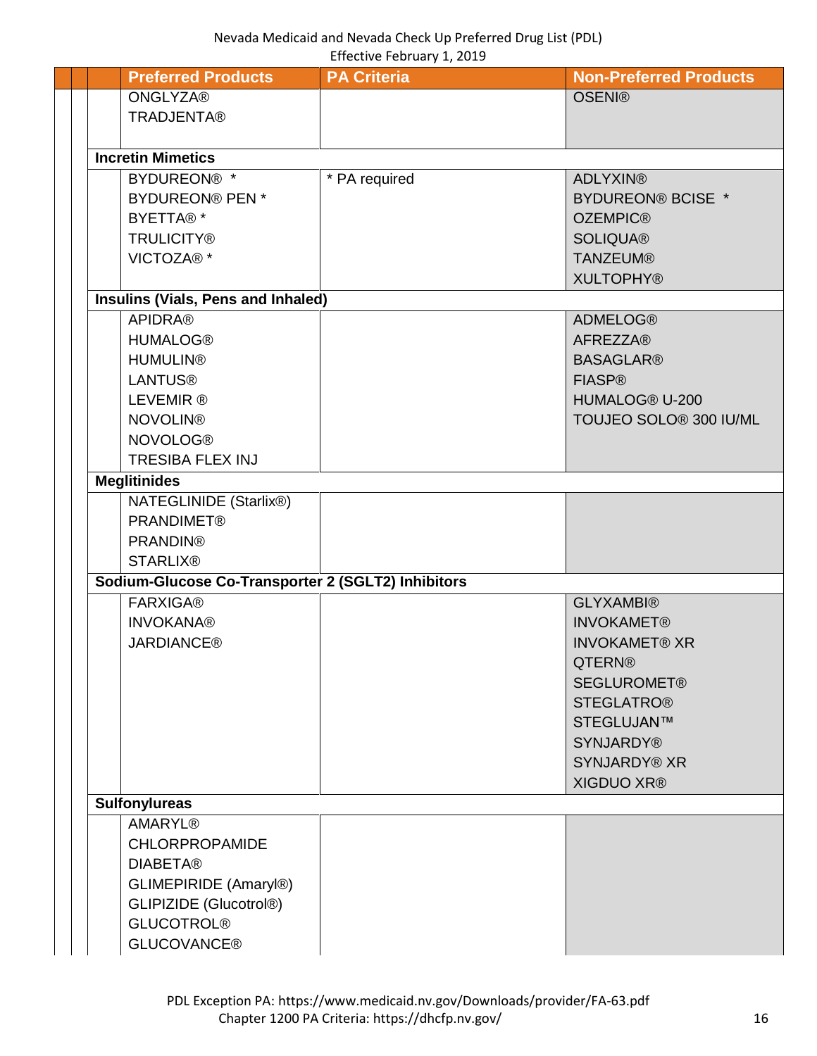| Preferred Products | PA Criteria | Non-Preferred Products |
|---|---|---|
| ONGLYZA®<br>TRADJENTA® | | OSENI® |
| **Incretin Mimetics** | | |
| BYDUREON® *<br>BYDUREON® PEN *<br>BYETTA® *<br>TRULICITY®<br>VICTOZA® * | * PA required | ADLYXIN®<br>BYDUREON® BCISE *<br>OZEMPIC®<br>SOLIQUA®<br>TANZEUM®<br>XULTOPHY® |
| **Insulins (Vials, Pens and Inhaled)** | | |
| APIDRA®<br>HUMALOG®<br>HUMULIN®<br>LANTUS®<br>LEVEMIR ®<br>NOVOLIN®<br>NOVOLOG®<br>TRESIBA FLEX INJ | | ADMELOG®<br>AFREZZA®<br>BASAGLAR®<br>FIASP®<br>HUMALOG® U-200<br>TOUJEO SOLO® 300 IU/ML |
| **Meglitinides** | | |
| NATEGLINIDE (Starlix®)<br>PRANDIMET®<br>PRANDIN®<br>STARLIX® | | |
| **Sodium-Glucose Co-Transporter 2 (SGLT2) Inhibitors** | | |
| FARXIGA®<br>INVOKANA®<br>JARDIANCE® | | GLYXAMBI®<br>INVOKAMET®<br>INVOKAMET® XR<br>QTERN®<br>SEGLUROMET®<br>STEGLATRO®<br>STEGLUJAN™<br>SYNJARDY®<br>SYNJARDY® XR<br>XIGDUO XR® |
| **Sulfonylureas** | | |
| AMARYL®<br>CHLORPROPAMIDE<br>DIABETA®<br>GLIMEPIRIDE (Amaryl®)<br>GLIPIZIDE (Glucotrol®)<br>GLUCOTROL®<br>GLUCOVANCE® | | |

PDL Exception PA: https://www.medicaid.nv.gov/Downloads/provider/FA-63.pdf
Chapter 1200 PA Criteria: https://dhcfp.nv.gov/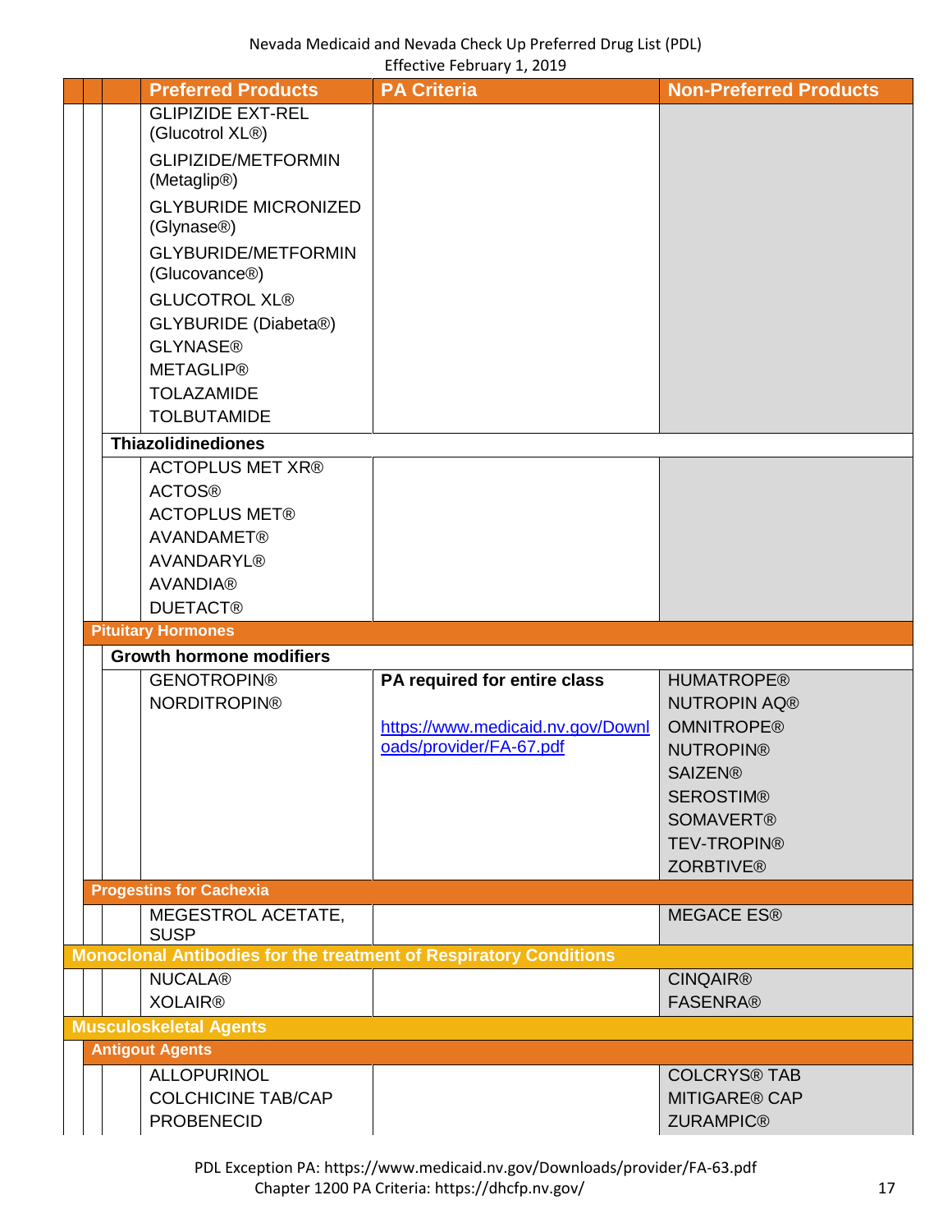| Preferred Products | PA Criteria | Non-Preferred Products |
|---|---|---|
| GLIPIZIDE EXT-REL (Glucotrol XL®)<br>GLIPIZIDE/METFORMIN (Metaglip®)<br>GLYBURIDE MICRONIZED (Glynase®)<br>GLYBURIDE/METFORMIN (Glucovance®)<br>GLUCOTROL XL®<br>GLYBURIDE (Diabeta®)<br>GLYNASE®<br>METAGLIP®<br>TOLAZAMIDE<br>TOLBUTAMIDE | | |
| **Thiazolidinediones** | | |
| ACTOPLUS MET XR®<br>ACTOS®<br>ACTOPLUS MET®<br>AVANDAMET®<br>AVANDARYL®<br>AVANDIA®<br>DUETACT® | | |
| **Pituitary Hormones** | | |
| **Growth hormone modifiers** | | |
| GENOTROPIN®<br>NORDITROPIN® | **PA required for entire class**<br><br>https://www.medicaid.nv.gov/Downloads/provider/FA-67.pdf | HUMATROPE®<br>NUTROPIN AQ®<br>OMNITROPE®<br>NUTROPIN®<br>SAIZEN®<br>SEROSTIM®<br>SOMAVERT®<br>TEV-TROPIN®<br>ZORBTIVE® |
| **Progestins for Cachexia** | | |
| MEGESTROL ACETATE, SUSP | | MEGACE ES® |
| **Monoclonal Antibodies for the treatment of Respiratory Conditions** | | |
| NUCALA®<br>XOLAIR® | | CINQAIR®<br>FASENRA® |
| **Musculoskeletal Agents** | | |
| **Antigout Agents** | | |
| ALLOPURINOL<br>COLCHICINE TAB/CAP<br>PROBENECID | | COLCRYS® TAB<br>MITIGARE® CAP<br>ZURAMPIC® |

PDL Exception PA: https://www.medicaid.nv.gov/Downloads/provider/FA-63.pdf
Chapter 1200 PA Criteria: https://dhcfp.nv.gov/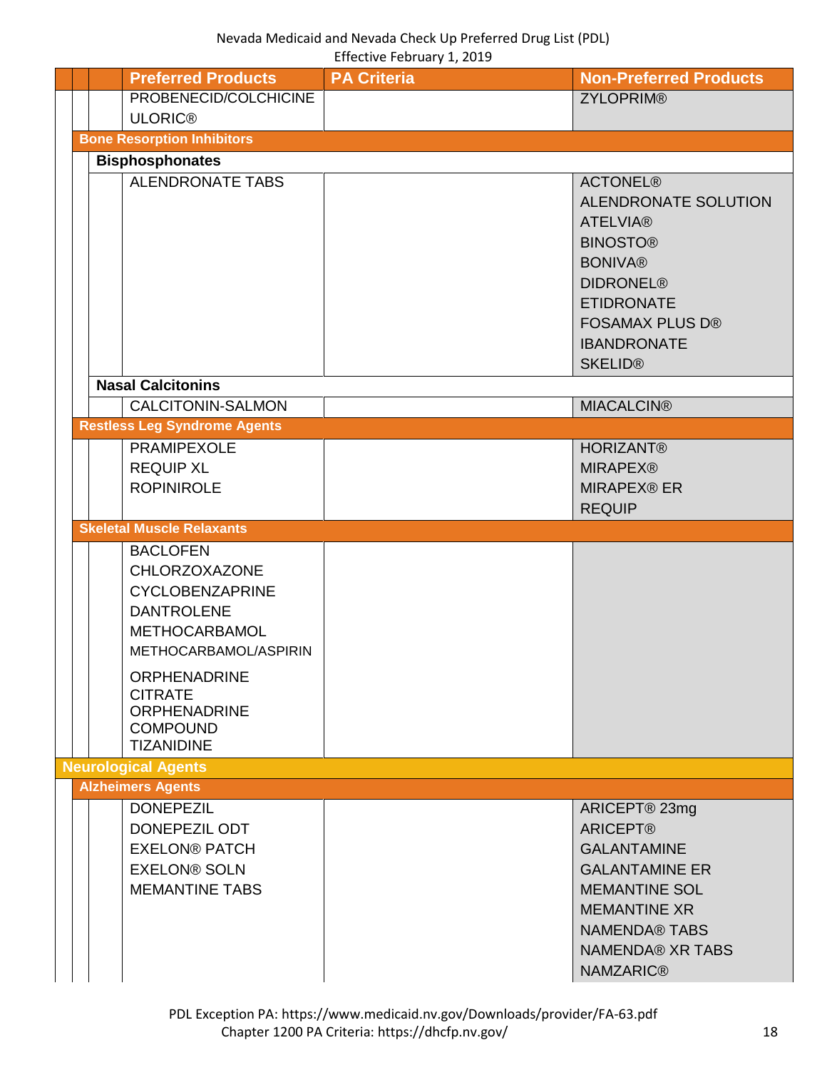| Preferred Products | PA Criteria | Non-Preferred Products |
|---|---|---|
| PROBENECID/COLCHICINE<br>ULORIC® | | ZYLOPRIM® |
| **Bone Resorption Inhibitors** | | |
| **Bisphosphonates** | | |
| ALENDRONATE TABS | | ACTONEL®<br>ALENDRONATE SOLUTION<br>ATELVIA®<br>BINOSTO®<br>BONIVA®<br>DIDRONEL®<br>ETIDRONATE<br>FOSAMAX PLUS D®<br>IBANDRONATE<br>SKELID® |
| **Nasal Calcitonins** | | |
| CALCITONIN-SALMON | | MIACALCIN® |
| **Restless Leg Syndrome Agents** | | |
| PRAMIPEXOLE<br>REQUIP XL<br>ROPINIROLE | | HORIZANT®<br>MIRAPEX®<br>MIRAPEX® ER<br>REQUIP |
| **Skeletal Muscle Relaxants** | | |
| BACLOFEN<br>CHLORZOXAZONE<br>CYCLOBENZAPRINE<br>DANTROLENE<br>METHOCARBAMOL<br>METHOCARBAMOL/ASPIRIN<br>ORPHENADRINE CITRATE<br>ORPHENADRINE COMPOUND<br>TIZANIDINE | | |
| **Neurological Agents** | | |
| **Alzheimers Agents** | | |
| DONEPEZIL<br>DONEPEZIL ODT<br>EXELON® PATCH<br>EXELON® SOLN<br>MEMANTINE TABS | | ARICEPT® 23mg<br>ARICEPT®<br>GALANTAMINE<br>GALANTAMINE ER<br>MEMANTINE SOL<br>MEMANTINE XR<br>NAMENDA® TABS<br>NAMENDA® XR TABS<br>NAMZARIC® |

PDL Exception PA: https://www.medicaid.nv.gov/Downloads/provider/FA-63.pdf
Chapter 1200 PA Criteria: https://dhcfp.nv.gov/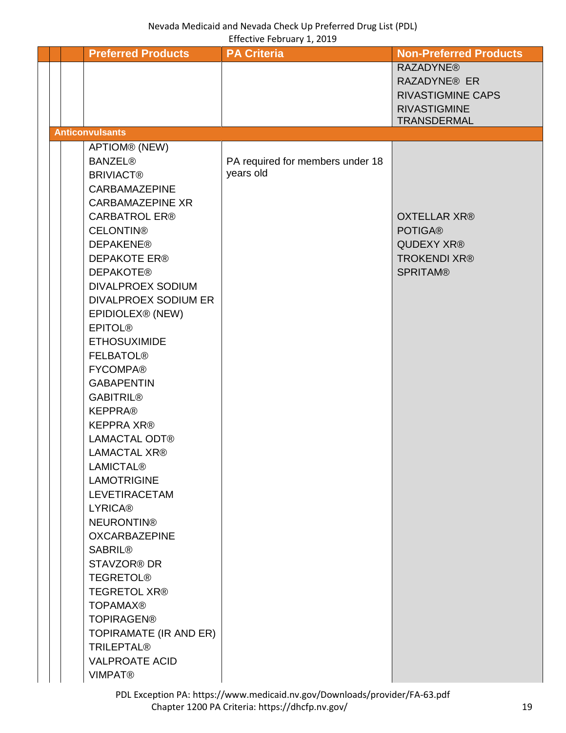| Preferred Products | PA Criteria | Non-Preferred Products |
| --- | --- | --- |
| | | RAZADYNE®<br>RAZADYNE® ER<br>RIVASTIGMINE CAPS<br>RIVASTIGMINE TRANSDERMAL |
| **Anticonvulsants** | | |
| APTIOM® (NEW)<br>BANZEL®<br>BRIVIACT®<br>CARBAMAZEPINE<br>CARBAMAZEPINE XR<br>CARBATROL ER®<br>CELONTIN®<br>DEPAKENE®<br>DEPAKOTE ER®<br>DEPAKOTE®<br>DIVALPROEX SODIUM<br>DIVALPROEX SODIUM ER<br>EPIDIOLEX® (NEW)<br>EPITOL®<br>ETHOSUXIMIDE<br>FELBATOL®<br>FYCOMPA®<br>GABAPENTIN<br>GABITRIL®<br>KEPPRA®<br>KEPPRA XR®<br>LAMACTAL ODT®<br>LAMACTAL XR®<br>LAMICTAL®<br>LAMOTRIGINE<br>LEVETIRACETAM<br>LYRICA®<br>NEURONTIN®<br>OXCARBAZEPINE<br>SABRIL®<br>STAVZOR® DR<br>TEGRETOL®<br>TEGRETOL XR®<br>TOPAMAX®<br>TOPIRAGEN®<br>TOPIRAMATE (IR AND ER)<br>TRILEPTAL®<br>VALPROATE ACID<br>VIMPAT® | PA required for members under 18 years old | OXTELLAR XR®<br>POTIGA®<br>QUDEXY XR®<br>TROKENDI XR®<br>SPRITAM® |

PDL Exception PA: https://www.medicaid.nv.gov/Downloads/provider/FA-63.pdf
Chapter 1200 PA Criteria: https://dhcfp.nv.gov/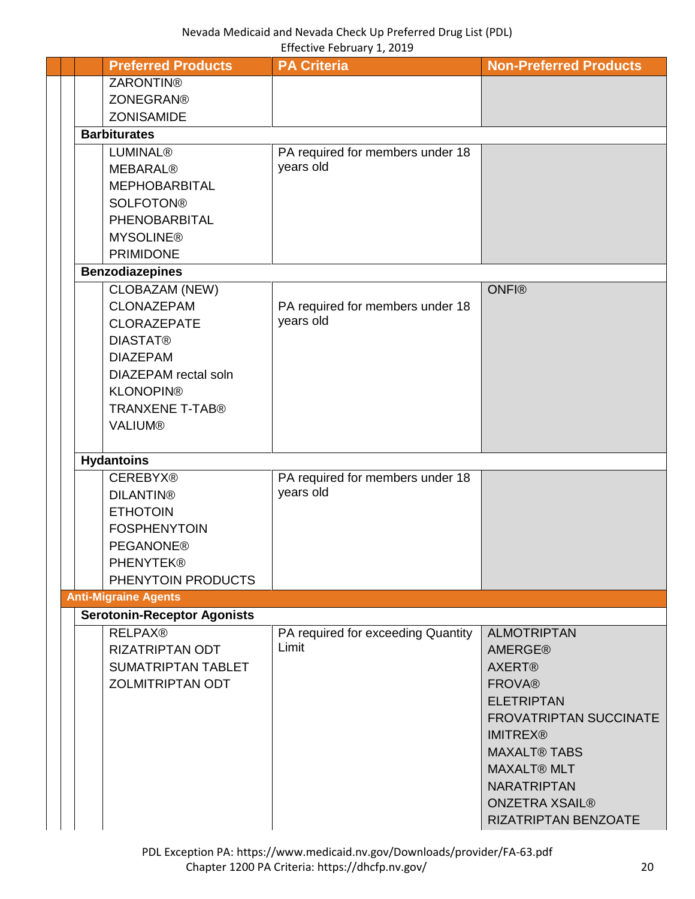| Preferred Products | PA Criteria | Non-Preferred Products |
|---|---|---|
| ZARONTIN®<br>ZONEGRAN®<br>ZONISAMIDE | | |
| **Barbiturates** | | |
| LUMINAL®<br>MEBARAL®<br>MEPHOBARBITAL<br>SOLFOTON®<br>PHENOBARBITAL<br>MYSOLINE®<br>PRIMIDONE | PA required for members under 18 years old | |
| **Benzodiazepines** | | |
| CLOBAZAM (NEW)<br>CLONAZEPAM<br>CLORAZEPATE<br>DIASTAT®<br>DIAZEPAM<br>DIAZEPAM rectal soln<br>KLONOPIN®<br>TRANXENE T-TAB®<br>VALIUM® | PA required for members under 18 years old | ONFI® |
| **Hydantoins** | | |
| CEREBYX®<br>DILANTIN®<br>ETHOTOIN<br>FOSPHENYTOIN<br>PEGANONE®<br>PHENYTEK®<br>PHENYTOIN PRODUCTS | PA required for members under 18 years old | |
| **Anti-Migraine Agents** | | |
| **Serotonin-Receptor Agonists** | | |
| RELPAX®<br>RIZATRIPTAN ODT<br>SUMATRIPTAN TABLET<br>ZOLMITRIPTAN ODT | PA required for exceeding Quantity Limit | ALMOTRIPTAN<br>AMERGE®<br>AXERT®<br>FROVA®<br>ELETRIPTAN<br>FROVATRIPTAN SUCCINATE<br>IMITREX®<br>MAXALT® TABS<br>MAXALT® MLT<br>NARATRIPTAN<br>ONZETRA XSAIL®<br>RIZATRIPTAN BENZOATE |

PDL Exception PA: https://www.medicaid.nv.gov/Downloads/provider/FA-63.pdf
Chapter 1200 PA Criteria: https://dhcfp.nv.gov/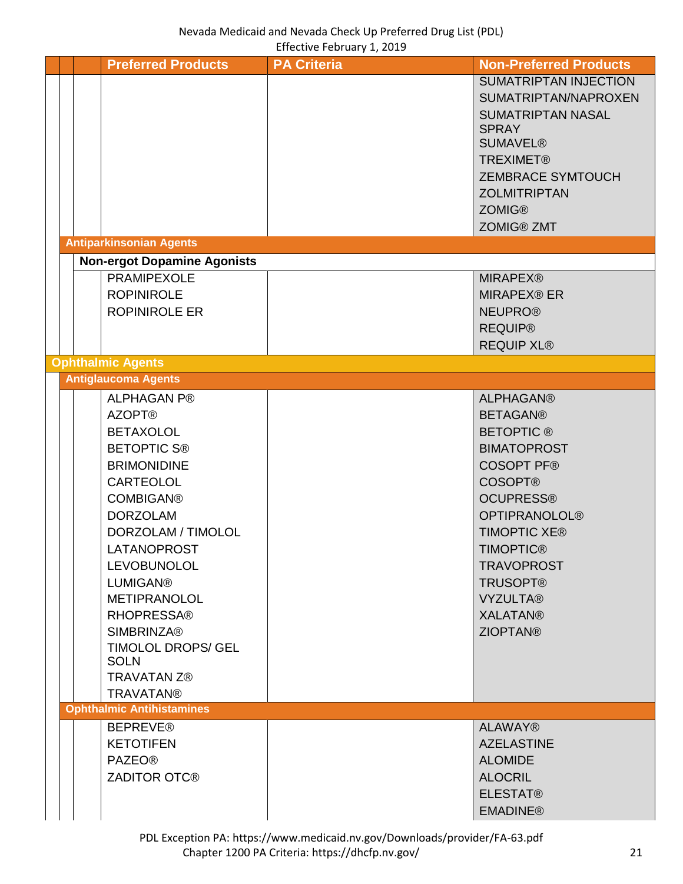| Preferred Products | PA Criteria | Non-Preferred Products |
|---|---|---|
| | | SUMATRIPTAN INJECTION |
| | | SUMATRIPTAN/NAPROXEN |
| | | SUMATRIPTAN NASAL SPRAY |
| | | SUMAVEL® |
| | | TREXIMET® |
| | | ZEMBRACE SYMTOUCH |
| | | ZOLMITRIPTAN |
| | | ZOMIG® |
| | | ZOMIG® ZMT |
| **Antiparkinsonian Agents** | | |
| **Non-ergot Dopamine Agonists** | | |
| PRAMIPEXOLE | | MIRAPEX® |
| ROPINIROLE | | MIRAPEX® ER |
| ROPINIROLE ER | | NEUPRO® |
| | | REQUIP® |
| | | REQUIP XL® |
| **Ophthalmic Agents** | | |
| **Antiglaucoma Agents** | | |
| ALPHAGAN P® | | ALPHAGAN® |
| AZOPT® | | BETAGAN® |
| BETAXOLOL | | BETOPTIC ® |
| BETOPTIC S® | | BIMATOPROST |
| BRIMONIDINE | | COSOPT PF® |
| CARTEOLOL | | COSOPT® |
| COMBIGAN® | | OCUPRESS® |
| DORZOLAM | | OPTIPRANOLOL® |
| DORZOLAM / TIMOLOL | | TIMOPTIC XE® |
| LATANOPROST | | TIMOPTIC® |
| LEVOBUNOLOL | | TRAVOPROST |
| LUMIGAN® | | TRUSOPT® |
| METIPRANOLOL | | VYZULTA® |
| RHOPRESSA® | | XALATAN® |
| SIMBRINZA® | | ZIOPTAN® |
| TIMOLOL DROPS/ GEL SOLN | | |
| TRAVATAN Z® | | |
| TRAVATAN® | | |
| **Ophthalmic Antihistamines** | | |
| BEPREVE® | | ALAWAY® |
| KETOTIFEN | | AZELASTINE |
| PAZEO® | | ALOMIDE |
| ZADITOR OTC® | | ALOCRIL |
| | | ELESTAT® |
| | | EMADINE® |

PDL Exception PA: https://www.medicaid.nv.gov/Downloads/provider/FA-63.pdf
Chapter 1200 PA Criteria: https://dhcfp.nv.gov/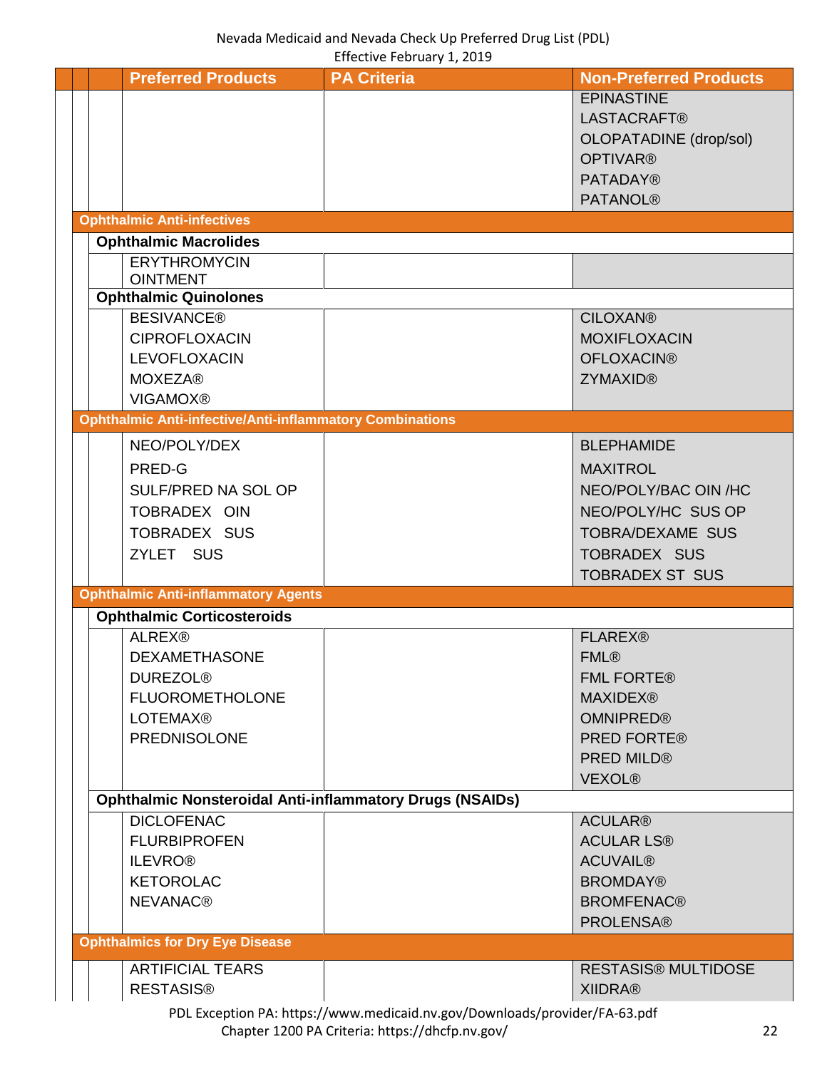Nevada Medicaid and Nevada Check Up Preferred Drug List (PDL)
Effective February 1, 2019

| Preferred Products | PA Criteria | Non-Preferred Products |
|---|---|---|
| | | EPINASTINE<br>LASTACRAFT®<br>OLOPATADINE (drop/sol)<br>OPTIVAR®<br>PATADAY®<br>PATANOL® |
| **Ophthalmic Anti-infectives** | | |
| **Ophthalmic Macrolides** | | |
| ERYTHROMYCIN OINTMENT | | |
| **Ophthalmic Quinolones** | | |
| BESIVANCE®<br>CIPROFLOXACIN<br>LEVOFLOXACIN<br>MOXEZA®<br>VIGAMOX® | | CILOXAN®<br>MOXIFLOXACIN<br>OFLOXACIN®<br>ZYMAXID® |
| **Ophthalmic Anti-infective/Anti-inflammatory Combinations** | | |
| NEO/POLY/DEX<br>PRED-G<br>SULF/PRED NA SOL OP<br>TOBRADEX OIN<br>TOBRADEX SUS<br>ZYLET SUS | | BLEPHAMIDE<br>MAXITROL<br>NEO/POLY/BAC OIN /HC<br>NEO/POLY/HC SUS OP<br>TOBRA/DEXAME SUS<br>TOBRADEX SUS<br>TOBRADEX ST SUS |
| **Ophthalmic Anti-inflammatory Agents** | | |
| **Ophthalmic Corticosteroids** | | |
| ALREX®<br>DEXAMETHASONE<br>DUREZOL®<br>FLUOROMETHOLONE<br>LOTEMAX®<br>PREDNISOLONE | | FLAREX®<br>FML®<br>FML FORTE®<br>MAXIDEX®<br>OMNIPRED®<br>PRED FORTE®<br>PRED MILD®<br>VEXOL® |
| **Ophthalmic Nonsteroidal Anti-inflammatory Drugs (NSAIDs)** | | |
| DICLOFENAC<br>FLURBIPROFEN<br>ILEVRO®<br>KETOROLAC<br>NEVANAC® | | ACULAR®<br>ACULAR LS®<br>ACUVAIL®<br>BROMDAY®<br>BROMFENAC®<br>PROLENSA® |
| **Ophthalmics for Dry Eye Disease** | | |
| ARTIFICIAL TEARS<br>RESTASIS® | | RESTASIS® MULTIDOSE<br>XIIDRA® |

PDL Exception PA: https://www.medicaid.nv.gov/Downloads/provider/FA-63.pdf
Chapter 1200 PA Criteria: https://dhcfp.nv.gov/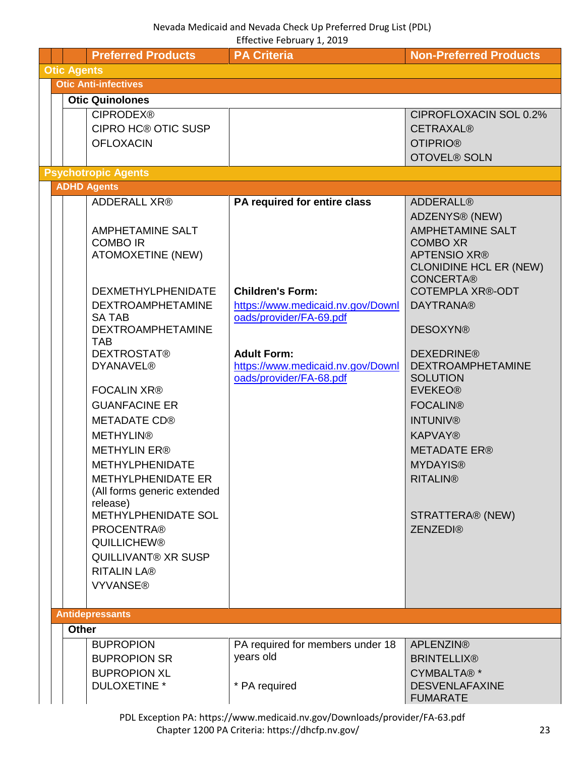Nevada Medicaid and Nevada Check Up Preferred Drug List (PDL)
Effective February 1, 2019

| Preferred Products | PA Criteria | Non-Preferred Products |
|---|---|---|
| **Otic Agents** | | |
| **Otic Anti-infectives** | | |
| **Otic Quinolones** | | |
| CIPRODEX®<br>CIPRO HC® OTIC SUSP<br>OFLOXACIN | | CIPROFLOXACIN SOL 0.2%<br>CETRAXAL®<br>OTIPRIO®<br>OTOVEL® SOLN |
| **Psychotropic Agents** | | |
| **ADHD Agents** | | |
| ADDERALL XR®<br>AMPHETAMINE SALT COMBO IR<br>ATOMOXETINE (NEW)<br>DEXMETHYLPHENIDATE<br>DEXTROAMPHETAMINE SA TAB<br>DEXTROAMPHETAMINE TAB<br>DEXTROSTAT®<br>DYANAVEL®<br>FOCALIN XR®<br>GUANFACINE ER<br>METADATE CD®<br>METHYLIN®<br>METHYLIN ER®<br>METHYLPHENIDATE<br>METHYLPHENIDATE ER (All forms generic extended release)<br>METHYLPHENIDATE SOL<br>PROCENTRA®<br>QUILLICHEW®<br>QUILLIVANT® XR SUSP<br>RITALIN LA®<br>VYVANSE® | **PA required for entire class**<br><br>**Children's Form:**<br>https://www.medicaid.nv.gov/Downloads/provider/FA-69.pdf<br><br>**Adult Form:**<br>https://www.medicaid.nv.gov/Downloads/provider/FA-68.pdf | ADDERALL®<br>ADZENYS® (NEW)<br>AMPHETAMINE SALT COMBO XR<br>APTENSIO XR®<br>CLONIDINE HCL ER (NEW)<br>CONCERTA®<br>COTEMPLA XR®-ODT<br>DAYTRANA®<br>DESOXYN®<br>DEXEDRINE®<br>DEXTROAMPHETAMINE SOLUTION<br>EVEKEO®<br>FOCALIN®<br>INTUNIV®<br>KAPVAY®<br>METADATE ER®<br>MYDAYIS®<br>RITALIN®<br>STRATTERA® (NEW)<br>ZENZEDI® |
| **Antidepressants** | | |
| **Other** | | |
| BUPROPION<br>BUPROPION SR<br>BUPROPION XL<br>DULOXETINE * | PA required for members under 18 years old<br><br>* PA required | APLENZIN®<br>BRINTELLIX®<br>CYMBALTA® *<br>DESVENLAFAXINE FUMARATE |

PDL Exception PA: https://www.medicaid.nv.gov/Downloads/provider/FA-63.pdf
Chapter 1200 PA Criteria: https://dhcfp.nv.gov/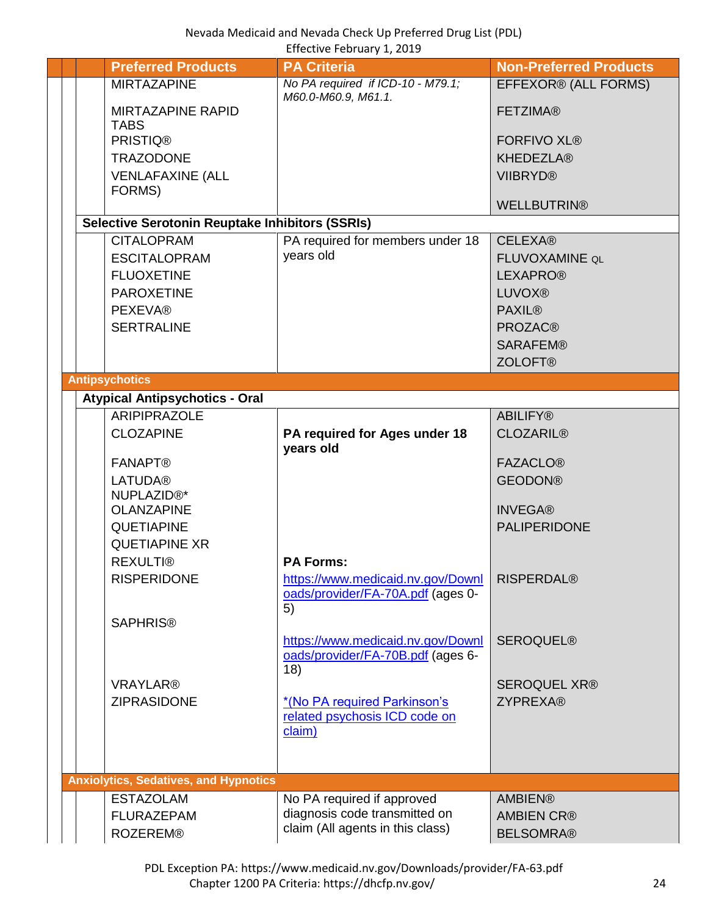Nevada Medicaid and Nevada Check Up Preferred Drug List (PDL)
Effective February 1, 2019

| Preferred Products | PA Criteria | Non-Preferred Products |
|---|---|---|
| MIRTAZAPINE<br>MIRTAZAPINE RAPID TABS<br>PRISTIQ®<br>TRAZODONE<br>VENLAFAXINE (ALL FORMS) | *No PA required if ICD-10 - M79.1; M60.0-M60.9, M61.1.* | EFFEXOR® (ALL FORMS)<br>FETZIMA®<br>FORFIVO XL®<br>KHEDEZLA®<br>VIIBRYD®<br>WELLBUTRIN® |
| **Selective Serotonin Reuptake Inhibitors (SSRIs)** | | |
| CITALOPRAM<br>ESCITALOPRAM<br>FLUOXETINE<br>PAROXETINE<br>PEXEVA®<br>SERTRALINE | PA required for members under 18 years old | CELEXA®<br>FLUVOXAMINE QL<br>LEXAPRO®<br>LUVOX®<br>PAXIL®<br>PROZAC®<br>SARAFEM®<br>ZOLOFT® |
| **Antipsychotics** | | |
| **Atypical Antipsychotics - Oral** | | |
| ARIPIPRAZOLE<br>CLOZAPINE<br>FANAPT®<br>LATUDA®<br>NUPLAZID®*<br>OLANZAPINE<br>QUETIAPINE<br>QUETIAPINE XR<br>REXULTI®<br>RISPERIDONE<br>SAPHRIS®<br>VRAYLAR®<br>ZIPRASIDONE | **PA required for Ages under 18 years old**<br>**PA Forms:**<br>https://www.medicaid.nv.gov/Downloads/provider/FA-70A.pdf (ages 0-5)<br>https://www.medicaid.nv.gov/Downloads/provider/FA-70B.pdf (ages 6-18)<br>*(No PA required Parkinson's related psychosis ICD code on claim) | ABILIFY®<br>CLOZARIL®<br>FAZACLO®<br>GEODON®<br>INVEGA®<br>PALIPERIDONE<br>RISPERDAL®<br>SEROQUEL®<br>SEROQUEL XR®<br>ZYPREXA® |
| **Anxiolytics, Sedatives, and Hypnotics** | | |
| ESTAZOLAM<br>FLURAZEPAM<br>ROZEREM® | No PA required if approved diagnosis code transmitted on claim (All agents in this class) | AMBIEN®<br>AMBIEN CR®<br>BELSOMRA® |

PDL Exception PA: https://www.medicaid.nv.gov/Downloads/provider/FA-63.pdf
Chapter 1200 PA Criteria: https://dhcfp.nv.gov/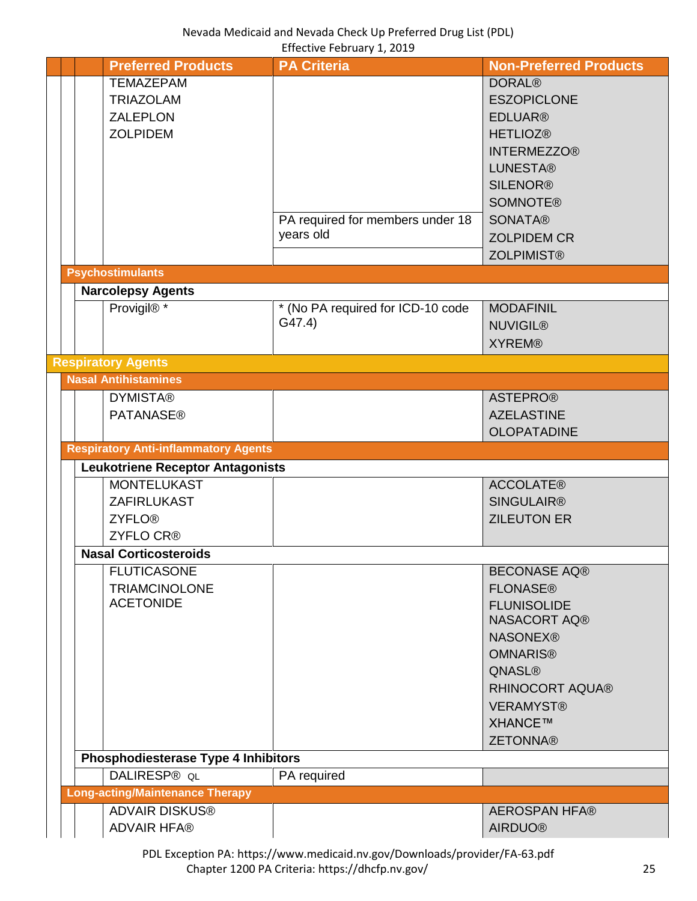| Preferred Products | PA Criteria | Non-Preferred Products |
|---|---|---|
| TEMAZEPAM<br>TRIAZOLAM<br>ZALEPLON<br>ZOLPIDEM | | DORAL®<br>ESZOPICLONE<br>EDLUAR®<br>HETLIOZ®<br>INTERMEZZO®<br>LUNESTA®<br>SILENOR®<br>SOMNOTE® |
| | PA required for members under 18 years old | SONATA®<br>ZOLPIDEM CR |
| | | ZOLPIMIST® |
| **Psychostimulants** | | |
| **Narcolepsy Agents** | | |
| Provigil® * | * (No PA required for ICD-10 code G47.4) | MODAFINIL<br>NUVIGIL®<br>XYREM® |
| **Respiratory Agents** | | |
| **Nasal Antihistamines** | | |
| DYMISTA®<br>PATANASE® | | ASTEPRO®<br>AZELASTINE<br>OLOPATADINE |
| **Respiratory Anti-inflammatory Agents** | | |
| **Leukotriene Receptor Antagonists** | | |
| MONTELUKAST<br>ZAFIRLUKAST<br>ZYFLO®<br>ZYFLO CR® | | ACCOLATE®<br>SINGULAIR®<br>ZILEUTON ER |
| **Nasal Corticosteroids** | | |
| FLUTICASONE<br>TRIAMCINOLONE ACETONIDE | | BECONASE AQ®<br>FLONASE®<br>FLUNISOLIDE<br>NASACORT AQ®<br>NASONEX®<br>OMNARIS®<br>QNASL®<br>RHINOCORT AQUA®<br>VERAMYST®<br>XHANCE™<br>ZETONNA® |
| **Phosphodiesterase Type 4 Inhibitors** | | |
| DALIRESP® QL | PA required | |
| **Long-acting/Maintenance Therapy** | | |
| ADVAIR DISKUS®<br>ADVAIR HFA® | | AEROSPAN HFA®<br>AIRDUO® |

PDL Exception PA: https://www.medicaid.nv.gov/Downloads/provider/FA-63.pdf
Chapter 1200 PA Criteria: https://dhcfp.nv.gov/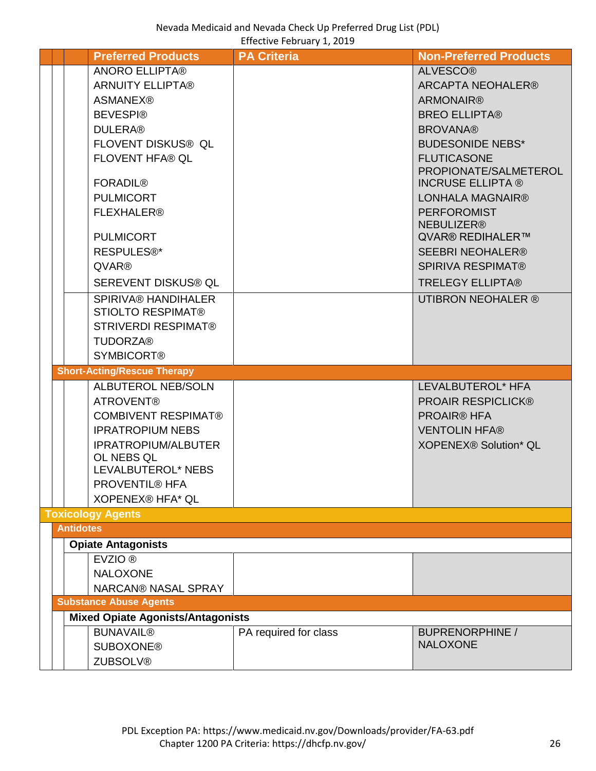| Preferred Products | PA Criteria | Non-Preferred Products |
|---|---|---|
| ANORO ELLIPTA®<br>ARNUITY ELLIPTA®<br>ASMANEX®<br>BEVESPI®<br>DULERA®<br>FLOVENT DISKUS® QL<br>FLOVENT HFA® QL<br>FORADIL®<br>PULMICORT FLEXHALER®<br>PULMICORT RESPULES®*<br>QVAR®<br>SEREVENT DISKUS® QL | | ALVESCO®<br>ARCAPTA NEOHALER®<br>ARMONAIR®<br>BREO ELLIPTA®<br>BROVANA®<br>BUDESONIDE NEBS*<br>FLUTICASONE PROPIONATE/SALMETEROL<br>INCRUSE ELLIPTA ®<br>LONHALA MAGNAIR®<br>PERFOROMIST NEBULIZER®<br>QVAR® REDIHALER™<br>SEEBRI NEOHALER®<br>SPIRIVA RESPIMAT®<br>TRELEGY ELLIPTA® |
| SPIRIVA® HANDIHALER<br>STIOLTO RESPIMAT®<br>STRIVERDI RESPIMAT®<br>TUDORZA®<br>SYMBICORT® | | UTIBRON NEOHALER ® |
| **Short-Acting/Rescue Therapy** | | |
| ALBUTEROL NEB/SOLN<br>ATROVENT®<br>COMBIVENT RESPIMAT®<br>IPRATROPIUM NEBS<br>IPRATROPIUM/ALBUTEROL NEBS QL<br>LEVALBUTEROL* NEBS<br>PROVENTIL® HFA<br>XOPENEX® HFA* QL | | LEVALBUTEROL* HFA<br>PROAIR RESPICLICK®<br>PROAIR® HFA<br>VENTOLIN HFA®<br>XOPENEX® Solution* QL |
| **Toxicology Agents** | | |
| **Antidotes** | | |
| **Opiate Antagonists** | | |
| EVZIO ®<br>NALOXONE<br>NARCAN® NASAL SPRAY | | |
| **Substance Abuse Agents** | | |
| **Mixed Opiate Agonists/Antagonists** | | |
| BUNAVAIL®<br>SUBOXONE®<br>ZUBSOLV® | PA required for class | BUPRENORPHINE / NALOXONE |

PDL Exception PA: https://www.medicaid.nv.gov/Downloads/provider/FA-63.pdf
Chapter 1200 PA Criteria: https://dhcfp.nv.gov/